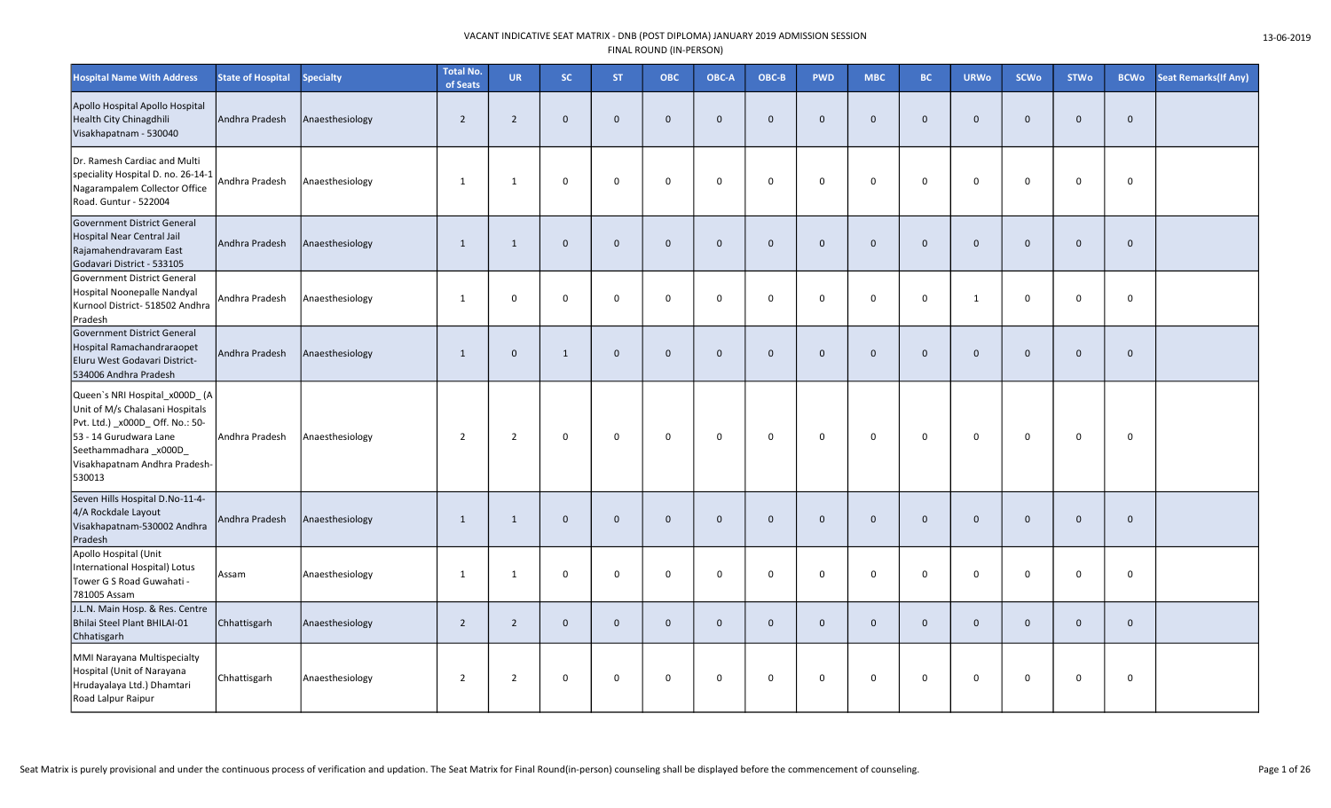VACANT INDICATIVE SEAT MATRIX - DNB (POST DIPLOMA) JANUARY 2019 ADMISSION SESSION
FINAL ROUND (IN-PERSON)

13-06-2019

| Hospital Name With Address | State of Hospital | Specialty | Total No. of Seats | UR | SC | ST | OBC | OBC-A | OBC-B | PWD | MBC | BC | URWo | SCWo | STWo | BCWo | Seat Remarks(If Any) |
|---|---|---|---|---|---|---|---|---|---|---|---|---|---|---|---|---|---|
| Apollo Hospital Apollo Hospital Health City Chinagdhili Visakhapatnam - 530040 | Andhra Pradesh | Anaesthesiology | 2 | 2 | 0 | 0 | 0 | 0 | 0 | 0 | 0 | 0 | 0 | 0 | 0 | 0 | |
| Dr. Ramesh Cardiac and Multi speciality Hospital D. no. 26-14-1 Nagarampalem Collector Office Road. Guntur - 522004 | Andhra Pradesh | Anaesthesiology | 1 | 1 | 0 | 0 | 0 | 0 | 0 | 0 | 0 | 0 | 0 | 0 | 0 | 0 | |
| Government District General Hospital Near Central Jail Rajamahendravaram East Godavari District - 533105 | Andhra Pradesh | Anaesthesiology | 1 | 1 | 0 | 0 | 0 | 0 | 0 | 0 | 0 | 0 | 0 | 0 | 0 | 0 | |
| Government District General Hospital Noonepalle Nandyal Kurnool District- 518502 Andhra Pradesh | Andhra Pradesh | Anaesthesiology | 1 | 0 | 0 | 0 | 0 | 0 | 0 | 0 | 0 | 0 | 1 | 0 | 0 | 0 | |
| Government District General Hospital Ramachandraraopet Eluru West Godavari District-534006 Andhra Pradesh | Andhra Pradesh | Anaesthesiology | 1 | 0 | 1 | 0 | 0 | 0 | 0 | 0 | 0 | 0 | 0 | 0 | 0 | 0 | |
| Queen`s NRI Hospital_x000D_ (A Unit of M/s Chalasani Hospitals Pvt. Ltd.) _x000D_ Off. No.: 50-53 - 14 Gurudwara Lane Seethammadhara _x000D_ Visakhapatnam Andhra Pradesh-530013 | Andhra Pradesh | Anaesthesiology | 2 | 2 | 0 | 0 | 0 | 0 | 0 | 0 | 0 | 0 | 0 | 0 | 0 | 0 | |
| Seven Hills Hospital D.No-11-4-4/A Rockdale Layout Visakhapatnam-530002 Andhra Pradesh | Andhra Pradesh | Anaesthesiology | 1 | 1 | 0 | 0 | 0 | 0 | 0 | 0 | 0 | 0 | 0 | 0 | 0 | 0 | |
| Apollo Hospital (Unit International Hospital) Lotus Tower G S Road Guwahati - 781005 Assam | Assam | Anaesthesiology | 1 | 1 | 0 | 0 | 0 | 0 | 0 | 0 | 0 | 0 | 0 | 0 | 0 | 0 | |
| J.L.N. Main Hosp. & Res. Centre Bhilai Steel Plant BHILAI-01 Chhatisgarh | Chhattisgarh | Anaesthesiology | 2 | 2 | 0 | 0 | 0 | 0 | 0 | 0 | 0 | 0 | 0 | 0 | 0 | 0 | |
| MMI Narayana Multispecialty Hospital (Unit of Narayana Hrudayalaya Ltd.) Dhamtari Road Lalpur Raipur | Chhattisgarh | Anaesthesiology | 2 | 2 | 0 | 0 | 0 | 0 | 0 | 0 | 0 | 0 | 0 | 0 | 0 | 0 | |

Seat Matrix is purely provisional and under the continuous process of verification and updation. The Seat Matrix for Final Round(in-person) counseling shall be displayed before the commencement of counseling.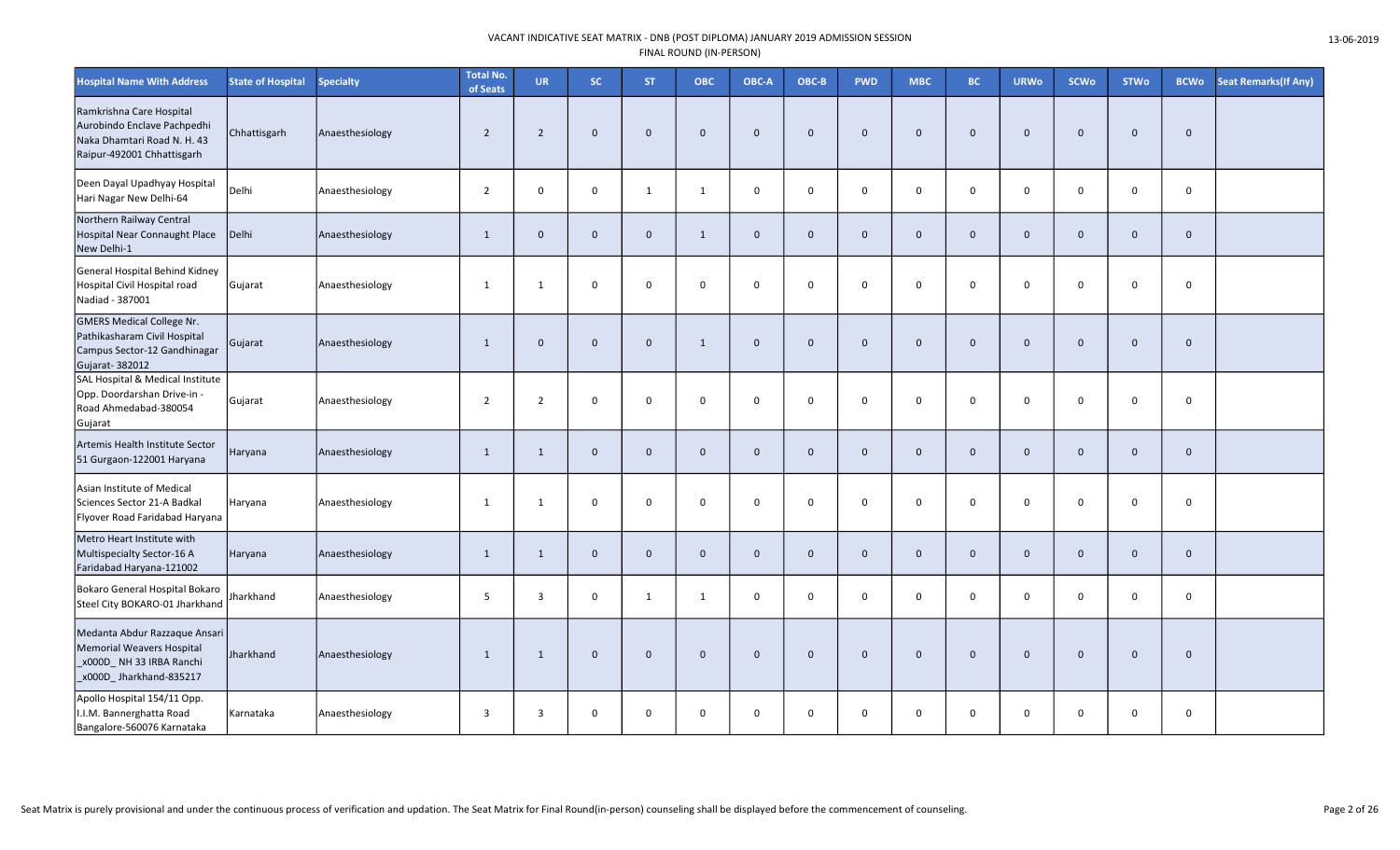VACANT INDICATIVE SEAT MATRIX - DNB (POST DIPLOMA) JANUARY 2019 ADMISSION SESSION
FINAL ROUND (IN-PERSON)

13-06-2019

| Hospital Name With Address | State of Hospital | Specialty | Total No. of Seats | UR | SC | ST | OBC | OBC-A | OBC-B | PWD | MBC | BC | URWo | SCWo | STWo | BCWo | Seat Remarks(If Any) |
|---|---|---|---|---|---|---|---|---|---|---|---|---|---|---|---|---|---|
| Ramkrishna Care Hospital Aurobindo Enclave Pachpedhi Naka Dhamtari Road N. H. 43 Raipur-492001 Chhattisgarh | Chhattisgarh | Anaesthesiology | 2 | 2 | 0 | 0 | 0 | 0 | 0 | 0 | 0 | 0 | 0 | 0 | 0 | 0 | |
| Deen Dayal Upadhyay Hospital Hari Nagar New Delhi-64 | Delhi | Anaesthesiology | 2 | 0 | 0 | 1 | 1 | 0 | 0 | 0 | 0 | 0 | 0 | 0 | 0 | 0 | |
| Northern Railway Central Hospital Near Connaught Place New Delhi-1 | Delhi | Anaesthesiology | 1 | 0 | 0 | 0 | 1 | 0 | 0 | 0 | 0 | 0 | 0 | 0 | 0 | 0 | |
| General Hospital Behind Kidney Hospital Civil Hospital road Nadiad - 387001 | Gujarat | Anaesthesiology | 1 | 1 | 0 | 0 | 0 | 0 | 0 | 0 | 0 | 0 | 0 | 0 | 0 | 0 | |
| GMERS Medical College Nr. Pathikasharam Civil Hospital Campus Sector-12 Gandhinagar Gujarat- 382012 | Gujarat | Anaesthesiology | 1 | 0 | 0 | 0 | 1 | 0 | 0 | 0 | 0 | 0 | 0 | 0 | 0 | 0 | |
| SAL Hospital & Medical Institute Opp. Doordarshan Drive-in - Road Ahmedabad-380054 Gujarat | Gujarat | Anaesthesiology | 2 | 2 | 0 | 0 | 0 | 0 | 0 | 0 | 0 | 0 | 0 | 0 | 0 | 0 | |
| Artemis Health Institute Sector 51 Gurgaon-122001 Haryana | Haryana | Anaesthesiology | 1 | 1 | 0 | 0 | 0 | 0 | 0 | 0 | 0 | 0 | 0 | 0 | 0 | 0 | |
| Asian Institute of Medical Sciences Sector 21-A Badkal Flyover Road Faridabad Haryana | Haryana | Anaesthesiology | 1 | 1 | 0 | 0 | 0 | 0 | 0 | 0 | 0 | 0 | 0 | 0 | 0 | 0 | |
| Metro Heart Institute with Multispecialty Sector-16 A Faridabad Haryana-121002 | Haryana | Anaesthesiology | 1 | 1 | 0 | 0 | 0 | 0 | 0 | 0 | 0 | 0 | 0 | 0 | 0 | 0 | |
| Bokaro General Hospital Bokaro Steel City BOKARO-01 Jharkhand | Jharkhand | Anaesthesiology | 5 | 3 | 0 | 1 | 1 | 0 | 0 | 0 | 0 | 0 | 0 | 0 | 0 | 0 | |
| Medanta Abdur Razzaque Ansari Memorial Weavers Hospital _x000D_ NH 33 IRBA Ranchi _x000D_ Jharkhand-835217 | Jharkhand | Anaesthesiology | 1 | 1 | 0 | 0 | 0 | 0 | 0 | 0 | 0 | 0 | 0 | 0 | 0 | 0 | |
| Apollo Hospital 154/11 Opp. I.I.M. Bannerghatta Road Bangalore-560076 Karnataka | Karnataka | Anaesthesiology | 3 | 3 | 0 | 0 | 0 | 0 | 0 | 0 | 0 | 0 | 0 | 0 | 0 | 0 | |

Seat Matrix is purely provisional and under the continuous process of verification and updation. The Seat Matrix for Final Round(in-person) counseling shall be displayed before the commencement of counseling.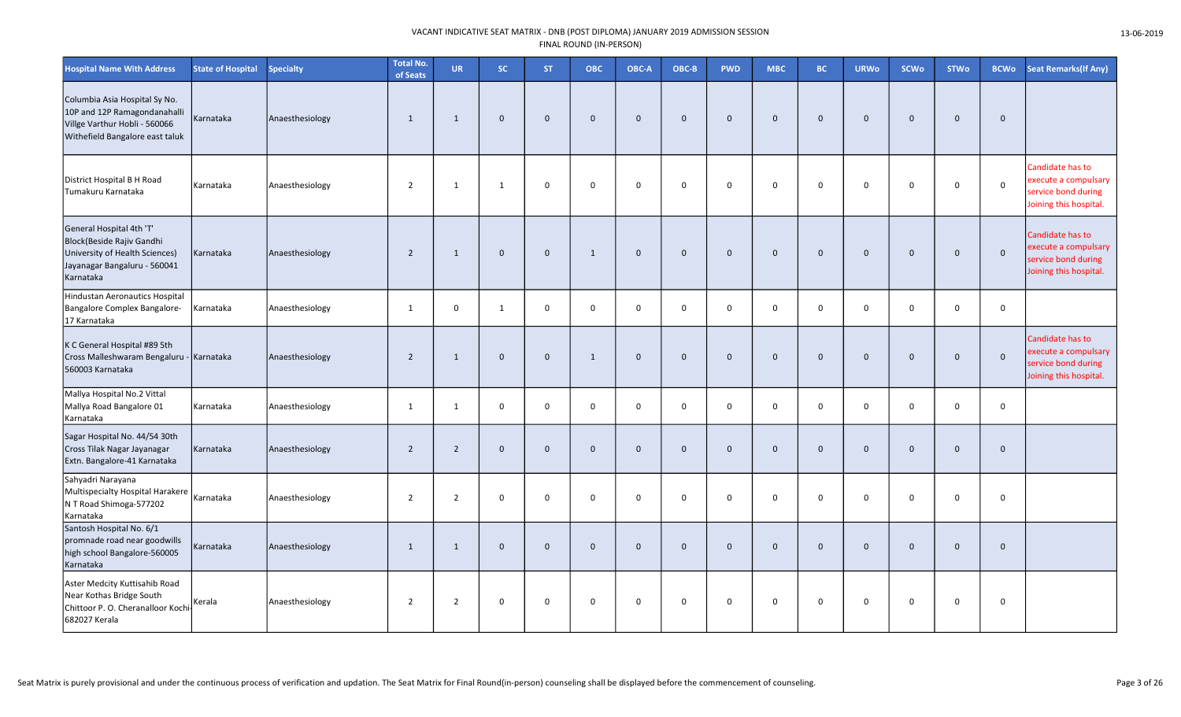VACANT INDICATIVE SEAT MATRIX - DNB (POST DIPLOMA) JANUARY 2019 ADMISSION SESSION
FINAL ROUND (IN-PERSON)

13-06-2019

| Hospital Name With Address | State of Hospital | Specialty | Total No. of Seats | UR | SC | ST | OBC | OBC-A | OBC-B | PWD | MBC | BC | URWo | SCWo | STWo | BCWo | Seat Remarks(If Any) |
|---|---|---|---|---|---|---|---|---|---|---|---|---|---|---|---|---|---|
| Columbia Asia Hospital Sy No. 10P and 12P Ramagondanahalli Villge Varthur Hobli - 560066 Withefield Bangalore east taluk | Karnataka | Anaesthesiology | 1 | 1 | 0 | 0 | 0 | 0 | 0 | 0 | 0 | 0 | 0 | 0 | 0 | 0 | |
| District Hospital B H Road Tumakuru Karnataka | Karnataka | Anaesthesiology | 2 | 1 | 1 | 0 | 0 | 0 | 0 | 0 | 0 | 0 | 0 | 0 | 0 | 0 | Candidate has to execute a compulsary service bond during Joining this hospital. |
| General Hospital 4th 'T' Block(Beside Rajiv Gandhi University of Health Sciences) Jayanagar Bangaluru - 560041 Karnataka | Karnataka | Anaesthesiology | 2 | 1 | 0 | 0 | 1 | 0 | 0 | 0 | 0 | 0 | 0 | 0 | 0 | 0 | Candidate has to execute a compulsary service bond during Joining this hospital. |
| Hindustan Aeronautics Hospital Bangalore Complex Bangalore-17 Karnataka | Karnataka | Anaesthesiology | 1 | 0 | 1 | 0 | 0 | 0 | 0 | 0 | 0 | 0 | 0 | 0 | 0 | 0 | |
| K C General Hospital #89 5th Cross Malleshwaram Bengaluru - 560003 Karnataka | Karnataka | Anaesthesiology | 2 | 1 | 0 | 0 | 1 | 0 | 0 | 0 | 0 | 0 | 0 | 0 | 0 | 0 | Candidate has to execute a compulsary service bond during Joining this hospital. |
| Mallya Hospital No.2 Vittal Mallya Road Bangalore 01 Karnataka | Karnataka | Anaesthesiology | 1 | 1 | 0 | 0 | 0 | 0 | 0 | 0 | 0 | 0 | 0 | 0 | 0 | 0 | |
| Sagar Hospital No. 44/54 30th Cross Tilak Nagar Jayanagar Extn. Bangalore-41 Karnataka | Karnataka | Anaesthesiology | 2 | 2 | 0 | 0 | 0 | 0 | 0 | 0 | 0 | 0 | 0 | 0 | 0 | 0 | |
| Sahyadri Narayana Multispecialty Hospital Harakere N T Road Shimoga-577202 Karnataka | Karnataka | Anaesthesiology | 2 | 2 | 0 | 0 | 0 | 0 | 0 | 0 | 0 | 0 | 0 | 0 | 0 | 0 | |
| Santosh Hospital No. 6/1 promnade road near goodwills high school Bangalore-560005 Karnataka | Karnataka | Anaesthesiology | 1 | 1 | 0 | 0 | 0 | 0 | 0 | 0 | 0 | 0 | 0 | 0 | 0 | 0 | |
| Aster Medcity Kuttisahib Road Near Kothas Bridge South Chittoor P. O. Cheranalloor Kochi-682027 Kerala | Kerala | Anaesthesiology | 2 | 2 | 0 | 0 | 0 | 0 | 0 | 0 | 0 | 0 | 0 | 0 | 0 | 0 | |

Seat Matrix is purely provisional and under the continuous process of verification and updation. The Seat Matrix for Final Round(in-person) counseling shall be displayed before the commencement of counseling.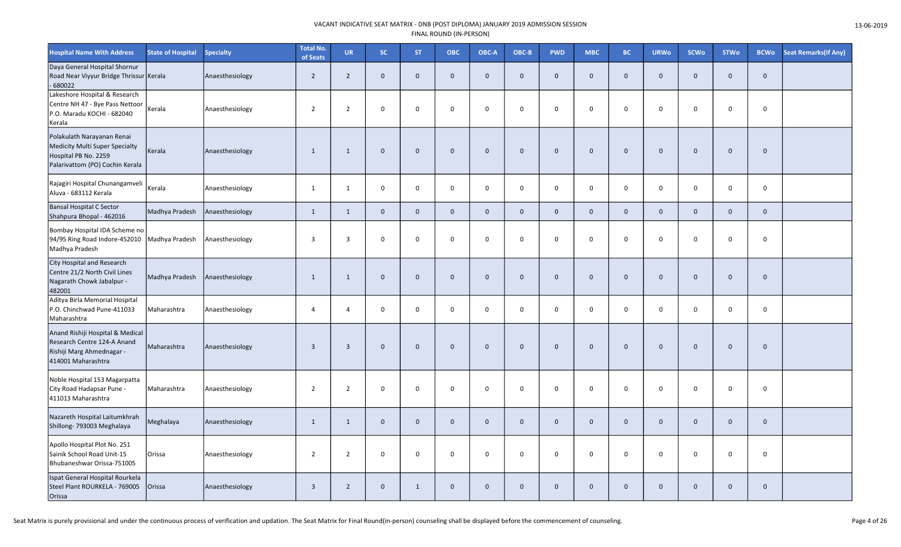| Hospital Name With Address | State of Hospital | Specialty | Total No. of Seats | UR | SC | ST | OBC | OBC-A | OBC-B | PWD | MBC | BC | URWo | SCWo | STWo | BCWo | Seat Remarks(If Any) |
|---|---|---|---|---|---|---|---|---|---|---|---|---|---|---|---|---|---|
| Daya General Hospital Shornur Road Near Viyyur Bridge Thrissur - 680022 | Kerala | Anaesthesiology | 2 | 2 | 0 | 0 | 0 | 0 | 0 | 0 | 0 | 0 | 0 | 0 | 0 | 0 | |
| Lakeshore Hospital & Research Centre NH 47 - Bye Pass Nettoor P.O. Maradu KOCHI - 682040 Kerala | Kerala | Anaesthesiology | 2 | 2 | 0 | 0 | 0 | 0 | 0 | 0 | 0 | 0 | 0 | 0 | 0 | 0 | |
| Polakulath Narayanan Renai Medicity Multi Super Specialty Hospital PB No. 2259 Palarivattom (PO) Cochin Kerala | Kerala | Anaesthesiology | 1 | 1 | 0 | 0 | 0 | 0 | 0 | 0 | 0 | 0 | 0 | 0 | 0 | 0 | |
| Rajagiri Hospital Chunangamveli Aluva - 683112 Kerala | Kerala | Anaesthesiology | 1 | 1 | 0 | 0 | 0 | 0 | 0 | 0 | 0 | 0 | 0 | 0 | 0 | 0 | |
| Bansal Hospital C Sector Shahpura Bhopal - 462016 | Madhya Pradesh | Anaesthesiology | 1 | 1 | 0 | 0 | 0 | 0 | 0 | 0 | 0 | 0 | 0 | 0 | 0 | 0 | |
| Bombay Hospital IDA Scheme no 94/95 Ring Road Indore-452010 Madhya Pradesh | Madhya Pradesh | Anaesthesiology | 3 | 3 | 0 | 0 | 0 | 0 | 0 | 0 | 0 | 0 | 0 | 0 | 0 | 0 | |
| City Hospital and Research Centre 21/2 North Civil Lines Nagarath Chowk Jabalpur - 482001 | Madhya Pradesh | Anaesthesiology | 1 | 1 | 0 | 0 | 0 | 0 | 0 | 0 | 0 | 0 | 0 | 0 | 0 | 0 | |
| Aditya Birla Memorial Hospital P.O. Chinchwad Pune-411033 Maharashtra | Maharashtra | Anaesthesiology | 4 | 4 | 0 | 0 | 0 | 0 | 0 | 0 | 0 | 0 | 0 | 0 | 0 | 0 | |
| Anand Rishiji Hospital & Medical Research Centre 124-A Anand Rishiji Marg Ahmednagar - 414001 Maharashtra | Maharashtra | Anaesthesiology | 3 | 3 | 0 | 0 | 0 | 0 | 0 | 0 | 0 | 0 | 0 | 0 | 0 | 0 | |
| Noble Hospital 153 Magarpatta City Road Hadapsar Pune - 411013 Maharashtra | Maharashtra | Anaesthesiology | 2 | 2 | 0 | 0 | 0 | 0 | 0 | 0 | 0 | 0 | 0 | 0 | 0 | 0 | |
| Nazareth Hospital Laitumkhrah Shillong- 793003 Meghalaya | Meghalaya | Anaesthesiology | 1 | 1 | 0 | 0 | 0 | 0 | 0 | 0 | 0 | 0 | 0 | 0 | 0 | 0 | |
| Apollo Hospital Plot No. 251 Sainik School Road Unit-15 Bhubaneshwar Orissa-751005 | Orissa | Anaesthesiology | 2 | 2 | 0 | 0 | 0 | 0 | 0 | 0 | 0 | 0 | 0 | 0 | 0 | 0 | |
| Ispat General Hospital Rourkela Steel Plant ROURKELA - 769005 Orissa | Orissa | Anaesthesiology | 3 | 2 | 0 | 1 | 0 | 0 | 0 | 0 | 0 | 0 | 0 | 0 | 0 | 0 | |

Seat Matrix is purely provisional and under the continuous process of verification and updation. The Seat Matrix for Final Round(in-person) counseling shall be displayed before the commencement of counseling.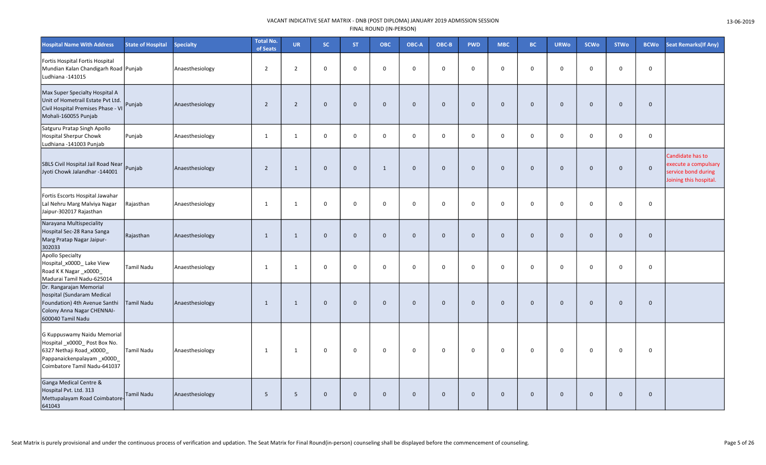VACANT INDICATIVE SEAT MATRIX - DNB (POST DIPLOMA) JANUARY 2019 ADMISSION SESSION
FINAL ROUND (IN-PERSON)

13-06-2019

| Hospital Name With Address | State of Hospital | Specialty | Total No. of Seats | UR | SC | ST | OBC | OBC-A | OBC-B | PWD | MBC | BC | URWo | SCWo | STWo | BCWo | Seat Remarks(If Any) |
|---|---|---|---|---|---|---|---|---|---|---|---|---|---|---|---|---|---|
| Fortis Hospital Fortis Hospital Mundian Kalan Chandigarh Road Ludhiana -141015 | Punjab | Anaesthesiology | 2 | 2 | 0 | 0 | 0 | 0 | 0 | 0 | 0 | 0 | 0 | 0 | 0 | 0 | |
| Max Super Specialty Hospital A Unit of Hometrail Estate Pvt Ltd. Civil Hospital Premises Phase - VI Mohali-160055 Punjab | Punjab | Anaesthesiology | 2 | 2 | 0 | 0 | 0 | 0 | 0 | 0 | 0 | 0 | 0 | 0 | 0 | 0 | |
| Satguru Pratap Singh Apollo Hospital Sherpur Chowk Ludhiana -141003 Punjab | Punjab | Anaesthesiology | 1 | 1 | 0 | 0 | 0 | 0 | 0 | 0 | 0 | 0 | 0 | 0 | 0 | 0 | |
| SBLS Civil Hospital Jail Road Near Jyoti Chowk Jalandhar -144001 | Punjab | Anaesthesiology | 2 | 1 | 0 | 0 | 1 | 0 | 0 | 0 | 0 | 0 | 0 | 0 | 0 | 0 | Candidate has to execute a compulsary service bond during Joining this hospital. |
| Fortis Escorts Hospital Jawahar Lal Nehru Marg Malviya Nagar Jaipur-302017 Rajasthan | Rajasthan | Anaesthesiology | 1 | 1 | 0 | 0 | 0 | 0 | 0 | 0 | 0 | 0 | 0 | 0 | 0 | 0 | |
| Narayana Multispeciality Hospital Sec-28 Rana Sanga Marg Pratap Nagar Jaipur-302033 | Rajasthan | Anaesthesiology | 1 | 1 | 0 | 0 | 0 | 0 | 0 | 0 | 0 | 0 | 0 | 0 | 0 | 0 | |
| Apollo Specialty Hospital_x000D_ Lake View Road K K Nagar _x000D_ Madurai Tamil Nadu-625014 | Tamil Nadu | Anaesthesiology | 1 | 1 | 0 | 0 | 0 | 0 | 0 | 0 | 0 | 0 | 0 | 0 | 0 | 0 | |
| Dr. Rangarajan Memorial hospital (Sundaram Medical Foundation) 4th Avenue Santhi Colony Anna Nagar CHENNAI-600040 Tamil Nadu | Tamil Nadu | Anaesthesiology | 1 | 1 | 0 | 0 | 0 | 0 | 0 | 0 | 0 | 0 | 0 | 0 | 0 | 0 | |
| G Kuppuswamy Naidu Memorial Hospital _x000D_ Post Box No. 6327 Nethaji Road_x000D_ Pappanaickenpalayam _x000D_ Coimbatore Tamil Nadu-641037 | Tamil Nadu | Anaesthesiology | 1 | 1 | 0 | 0 | 0 | 0 | 0 | 0 | 0 | 0 | 0 | 0 | 0 | 0 | |
| Ganga Medical Centre & Hospital Pvt. Ltd. 313 Mettupalayam Road Coimbatore-641043 | Tamil Nadu | Anaesthesiology | 5 | 5 | 0 | 0 | 0 | 0 | 0 | 0 | 0 | 0 | 0 | 0 | 0 | 0 | |

Seat Matrix is purely provisional and under the continuous process of verification and updation. The Seat Matrix for Final Round(in-person) counseling shall be displayed before the commencement of counseling.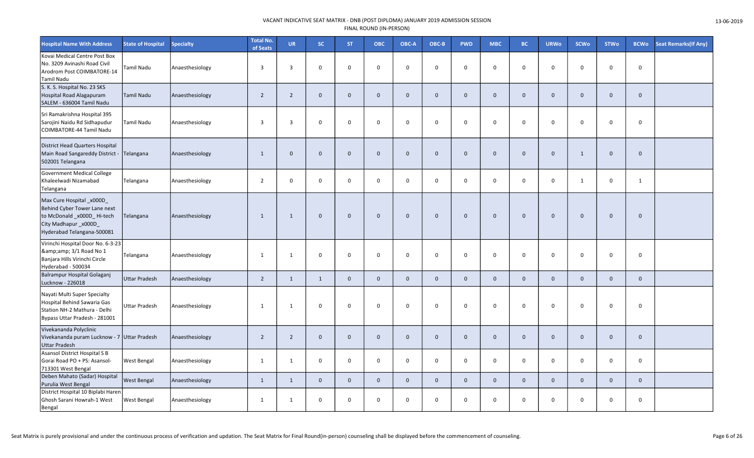VACANT INDICATIVE SEAT MATRIX - DNB (POST DIPLOMA) JANUARY 2019 ADMISSION SESSION
FINAL ROUND (IN-PERSON)

13-06-2019

| Hospital Name With Address | State of Hospital | Specialty | Total No. of Seats | UR | SC | ST | OBC | OBC-A | OBC-B | PWD | MBC | BC | URWo | SCWo | STWo | BCWo | Seat Remarks(If Any) |
|---|---|---|---|---|---|---|---|---|---|---|---|---|---|---|---|---|---|
| Kovai Medical Centre Post Box No. 3209 Avinashi Road Civil Arodrom Post COIMBATORE-14 Tamil Nadu | Tamil Nadu | Anaesthesiology | 3 | 3 | 0 | 0 | 0 | 0 | 0 | 0 | 0 | 0 | 0 | 0 | 0 | 0 | |
| S. K. S. Hospital No. 23 SKS Hospital Road Alagapuram SALEM - 636004 Tamil Nadu | Tamil Nadu | Anaesthesiology | 2 | 2 | 0 | 0 | 0 | 0 | 0 | 0 | 0 | 0 | 0 | 0 | 0 | 0 | |
| Sri Ramakrishna Hospital 395 Sarojini Naidu Rd Sidhapudur COIMBATORE-44 Tamil Nadu | Tamil Nadu | Anaesthesiology | 3 | 3 | 0 | 0 | 0 | 0 | 0 | 0 | 0 | 0 | 0 | 0 | 0 | 0 | |
| District Head Quarters Hospital Main Road Sangareddy District - 502001 Telangana | Telangana | Anaesthesiology | 1 | 0 | 0 | 0 | 0 | 0 | 0 | 0 | 0 | 0 | 0 | 1 | 0 | 0 | |
| Government Medical College Khaleelwadi Nizamabad Telangana | Telangana | Anaesthesiology | 2 | 0 | 0 | 0 | 0 | 0 | 0 | 0 | 0 | 0 | 0 | 1 | 0 | 1 | |
| Max Cure Hospital _x000D_ Behind Cyber Tower Lane next to McDonald _x000D_ Hi-tech City Madhapur _x000D_ Hyderabad Telangana-500081 | Telangana | Anaesthesiology | 1 | 1 | 0 | 0 | 0 | 0 | 0 | 0 | 0 | 0 | 0 | 0 | 0 | 0 | |
| Virinchi Hospital Door No. 6-3-23 &amp;amp; 3/1 Road No 1 Banjara Hills Virinchi Circle Hyderabad - 500034 | Telangana | Anaesthesiology | 1 | 1 | 0 | 0 | 0 | 0 | 0 | 0 | 0 | 0 | 0 | 0 | 0 | 0 | |
| Balrampur Hospital Golaganj Lucknow - 226018 | Uttar Pradesh | Anaesthesiology | 2 | 1 | 1 | 0 | 0 | 0 | 0 | 0 | 0 | 0 | 0 | 0 | 0 | 0 | |
| Nayati Multi Super Specialty Hospital Behind Sawaria Gas Station NH-2 Mathura - Delhi Bypass Uttar Pradesh - 281001 | Uttar Pradesh | Anaesthesiology | 1 | 1 | 0 | 0 | 0 | 0 | 0 | 0 | 0 | 0 | 0 | 0 | 0 | 0 | |
| Vivekananda Polyclinic Vivekananda puram Lucknow - 7 Uttar Pradesh | Uttar Pradesh | Anaesthesiology | 2 | 2 | 0 | 0 | 0 | 0 | 0 | 0 | 0 | 0 | 0 | 0 | 0 | 0 | |
| Asansol District Hospital S B Gorai Road PO + PS: Asansol-713301 West Bengal | West Bengal | Anaesthesiology | 1 | 1 | 0 | 0 | 0 | 0 | 0 | 0 | 0 | 0 | 0 | 0 | 0 | 0 | |
| Deben Mahato (Sadar) Hospital Purulia West Bengal | West Bengal | Anaesthesiology | 1 | 1 | 0 | 0 | 0 | 0 | 0 | 0 | 0 | 0 | 0 | 0 | 0 | 0 | |
| District Hospital 10 Biplabi Haren Ghosh Sarani Howrah-1 West Bengal | West Bengal | Anaesthesiology | 1 | 1 | 0 | 0 | 0 | 0 | 0 | 0 | 0 | 0 | 0 | 0 | 0 | 0 | |

Seat Matrix is purely provisional and under the continuous process of verification and updation. The Seat Matrix for Final Round(in-person) counseling shall be displayed before the commencement of counseling.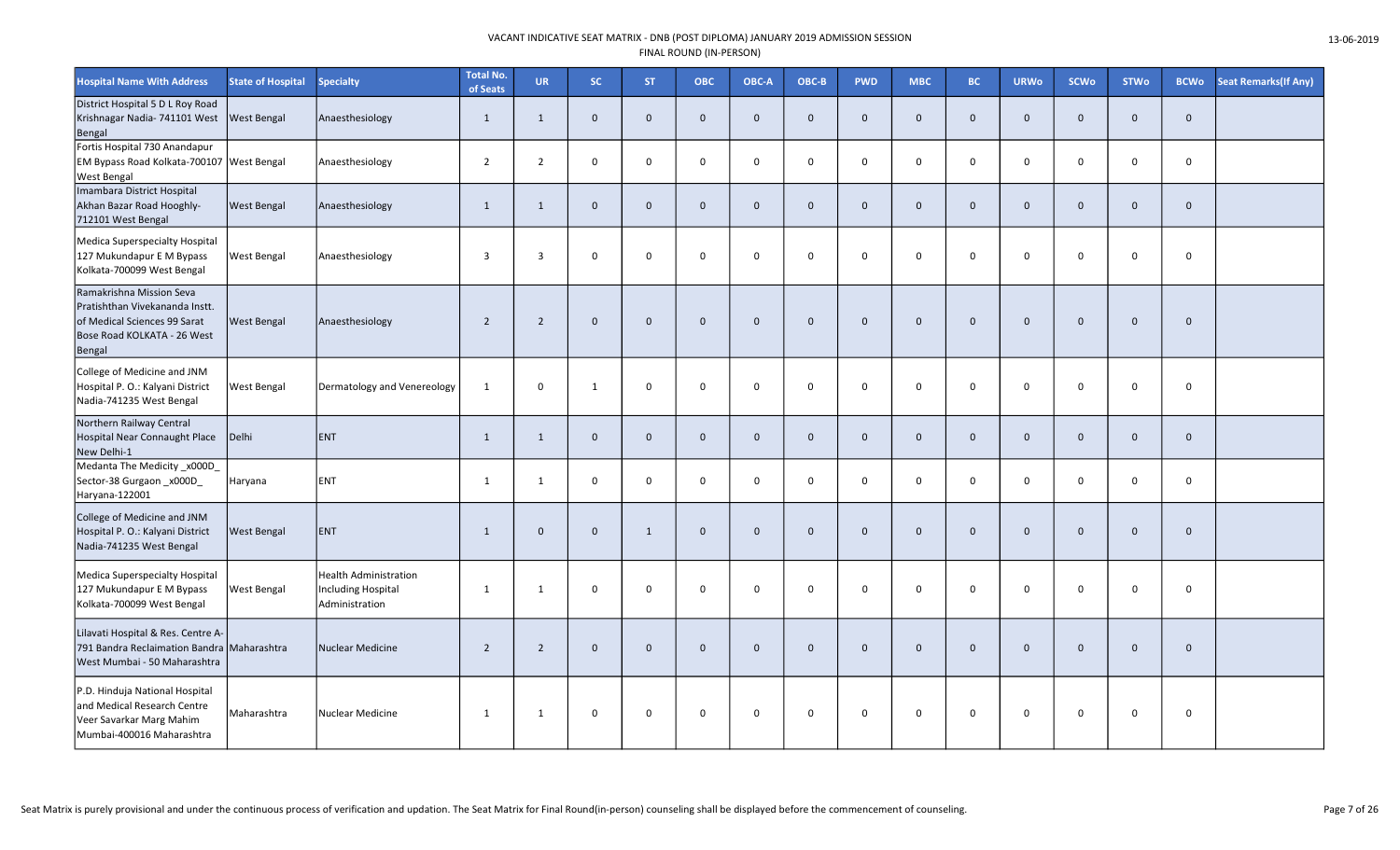VACANT INDICATIVE SEAT MATRIX - DNB (POST DIPLOMA) JANUARY 2019 ADMISSION SESSION

FINAL ROUND (IN-PERSON)

13-06-2019

| Hospital Name With Address | State of Hospital | Specialty | Total No. of Seats | UR | SC | ST | OBC | OBC-A | OBC-B | PWD | MBC | BC | URWo | SCWo | STWo | BCWo | Seat Remarks(If Any) |
|---|---|---|---|---|---|---|---|---|---|---|---|---|---|---|---|---|---|
| District Hospital S D L Roy Road Krishnagar Nadia- 741101 West Bengal | West Bengal | Anaesthesiology | 1 | 1 | 0 | 0 | 0 | 0 | 0 | 0 | 0 | 0 | 0 | 0 | 0 | 0 | |
| Fortis Hospital 730 Anandapur EM Bypass Road Kolkata-700107 West Bengal | West Bengal | Anaesthesiology | 2 | 2 | 0 | 0 | 0 | 0 | 0 | 0 | 0 | 0 | 0 | 0 | 0 | 0 | |
| Imambara District Hospital Akhan Bazar Road Hooghly-712101 West Bengal | West Bengal | Anaesthesiology | 1 | 1 | 0 | 0 | 0 | 0 | 0 | 0 | 0 | 0 | 0 | 0 | 0 | 0 | |
| Medica Superspecialty Hospital 127 Mukundapur E M Bypass Kolkata-700099 West Bengal | West Bengal | Anaesthesiology | 3 | 3 | 0 | 0 | 0 | 0 | 0 | 0 | 0 | 0 | 0 | 0 | 0 | 0 | |
| Ramakrishna Mission Seva Pratishthan Vivekananda Instt. of Medical Sciences 99 Sarat Bose Road KOLKATA - 26 West Bengal | West Bengal | Anaesthesiology | 2 | 2 | 0 | 0 | 0 | 0 | 0 | 0 | 0 | 0 | 0 | 0 | 0 | 0 | |
| College of Medicine and JNM Hospital P. O.: Kalyani District Nadia-741235 West Bengal | West Bengal | Dermatology and Venereology | 1 | 0 | 1 | 0 | 0 | 0 | 0 | 0 | 0 | 0 | 0 | 0 | 0 | 0 | |
| Northern Railway Central Hospital Near Connaught Place New Delhi-1 | Delhi | ENT | 1 | 1 | 0 | 0 | 0 | 0 | 0 | 0 | 0 | 0 | 0 | 0 | 0 | 0 | |
| Medanta The Medicity _x000D_ Sector-38 Gurgaon _x000D_ Haryana-122001 | Haryana | ENT | 1 | 1 | 0 | 0 | 0 | 0 | 0 | 0 | 0 | 0 | 0 | 0 | 0 | 0 | |
| College of Medicine and JNM Hospital P. O.: Kalyani District Nadia-741235 West Bengal | West Bengal | ENT | 1 | 0 | 0 | 1 | 0 | 0 | 0 | 0 | 0 | 0 | 0 | 0 | 0 | 0 | |
| Medica Superspecialty Hospital 127 Mukundapur E M Bypass Kolkata-700099 West Bengal | West Bengal | Health Administration Including Hospital Administration | 1 | 1 | 0 | 0 | 0 | 0 | 0 | 0 | 0 | 0 | 0 | 0 | 0 | 0 | |
| Lilavati Hospital & Res. Centre A-791 Bandra Reclaimation Bandra West Mumbai - 50 Maharashtra | Maharashtra | Nuclear Medicine | 2 | 2 | 0 | 0 | 0 | 0 | 0 | 0 | 0 | 0 | 0 | 0 | 0 | 0 | |
| P.D. Hinduja National Hospital and Medical Research Centre Veer Savarkar Marg Mahim Mumbai-400016 Maharashtra | Maharashtra | Nuclear Medicine | 1 | 1 | 0 | 0 | 0 | 0 | 0 | 0 | 0 | 0 | 0 | 0 | 0 | 0 | |

Seat Matrix is purely provisional and under the continuous process of verification and updation. The Seat Matrix for Final Round(in-person) counseling shall be displayed before the commencement of counseling.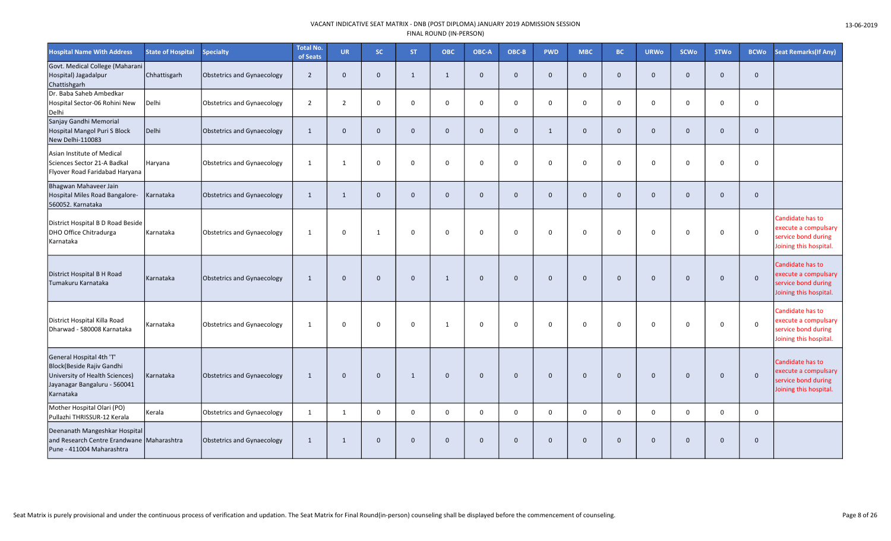VACANT INDICATIVE SEAT MATRIX - DNB (POST DIPLOMA) JANUARY 2019 ADMISSION SESSION
FINAL ROUND (IN-PERSON)

13-06-2019

| Hospital Name With Address | State of Hospital | Specialty | Total No. of Seats | UR | SC | ST | OBC | OBC-A | OBC-B | PWD | MBC | BC | URWo | SCWo | STWo | BCWo | Seat Remarks(If Any) |
|---|---|---|---|---|---|---|---|---|---|---|---|---|---|---|---|---|---|
| Govt. Medical College (Maharani Hospital) Jagadalpur Chattishgarh | Chhattisgarh | Obstetrics and Gynaecology | 2 | 0 | 0 | 1 | 1 | 0 | 0 | 0 | 0 | 0 | 0 | 0 | 0 | 0 | |
| Dr. Baba Saheb Ambedkar Hospital Sector-06 Rohini New Delhi | Delhi | Obstetrics and Gynaecology | 2 | 2 | 0 | 0 | 0 | 0 | 0 | 0 | 0 | 0 | 0 | 0 | 0 | 0 | |
| Sanjay Gandhi Memorial Hospital Mangol Puri S Block New Delhi-110083 | Delhi | Obstetrics and Gynaecology | 1 | 0 | 0 | 0 | 0 | 0 | 0 | 1 | 0 | 0 | 0 | 0 | 0 | 0 | |
| Asian Institute of Medical Sciences Sector 21-A Badkal Flyover Road Faridabad Haryana | Haryana | Obstetrics and Gynaecology | 1 | 1 | 0 | 0 | 0 | 0 | 0 | 0 | 0 | 0 | 0 | 0 | 0 | 0 | |
| Bhagwan Mahaveer Jain Hospital Miles Road Bangalore-560052. Karnataka | Karnataka | Obstetrics and Gynaecology | 1 | 1 | 0 | 0 | 0 | 0 | 0 | 0 | 0 | 0 | 0 | 0 | 0 | 0 | |
| District Hospital B D Road Beside DHO Office Chitradurga Karnataka | Karnataka | Obstetrics and Gynaecology | 1 | 0 | 1 | 0 | 0 | 0 | 0 | 0 | 0 | 0 | 0 | 0 | 0 | 0 | Candidate has to execute a compulsary service bond during Joining this hospital. |
| District Hospital B H Road Tumakuru Karnataka | Karnataka | Obstetrics and Gynaecology | 1 | 0 | 0 | 0 | 1 | 0 | 0 | 0 | 0 | 0 | 0 | 0 | 0 | 0 | Candidate has to execute a compulsary service bond during Joining this hospital. |
| District Hospital Killa Road Dharwad - 580008 Karnataka | Karnataka | Obstetrics and Gynaecology | 1 | 0 | 0 | 0 | 1 | 0 | 0 | 0 | 0 | 0 | 0 | 0 | 0 | 0 | Candidate has to execute a compulsary service bond during Joining this hospital. |
| General Hospital 4th 'T' Block(Beside Rajiv Gandhi University of Health Sciences) Jayanagar Bangaluru - 560041 Karnataka | Karnataka | Obstetrics and Gynaecology | 1 | 0 | 0 | 1 | 0 | 0 | 0 | 0 | 0 | 0 | 0 | 0 | 0 | 0 | Candidate has to execute a compulsary service bond during Joining this hospital. |
| Mother Hospital Olari (PO) Pullazhi THRISSUR-12 Kerala | Kerala | Obstetrics and Gynaecology | 1 | 1 | 0 | 0 | 0 | 0 | 0 | 0 | 0 | 0 | 0 | 0 | 0 | 0 | |
| Deenanath Mangeshkar Hospital and Research Centre Erandwane Pune - 411004 Maharashtra | Maharashtra | Obstetrics and Gynaecology | 1 | 1 | 0 | 0 | 0 | 0 | 0 | 0 | 0 | 0 | 0 | 0 | 0 | 0 | |

Seat Matrix is purely provisional and under the continuous process of verification and updation. The Seat Matrix for Final Round(in-person) counseling shall be displayed before the commencement of counseling.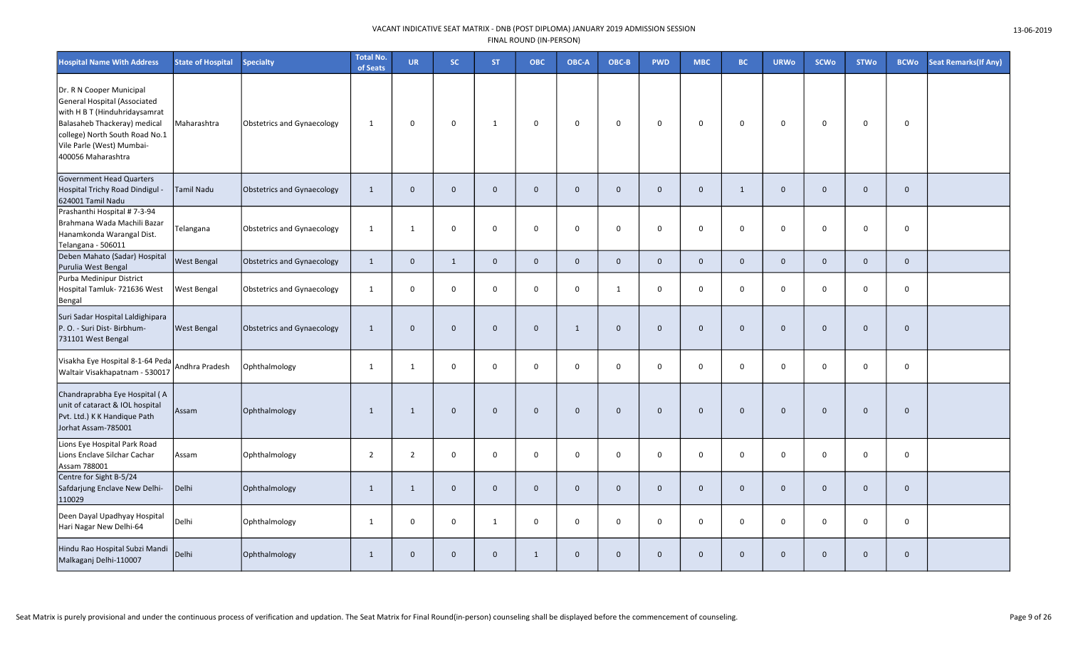VACANT INDICATIVE SEAT MATRIX - DNB (POST DIPLOMA) JANUARY 2019 ADMISSION SESSION
FINAL ROUND (IN-PERSON)

| Hospital Name With Address | State of Hospital | Specialty | Total No. of Seats | UR | SC | ST | OBC | OBC-A | OBC-B | PWD | MBC | BC | URWo | SCWo | STWo | BCWo | Seat Remarks(If Any) |
|---|---|---|---|---|---|---|---|---|---|---|---|---|---|---|---|---|---|
| Dr. R N Cooper Municipal General Hospital (Associated with H B T (Hinduhridaysamrat Balasaheb Thackeray) medical college) North South Road No.1 Vile Parle (West) Mumbai-400056 Maharashtra | Maharashtra | Obstetrics and Gynaecology | 1 | 0 | 0 | 1 | 0 | 0 | 0 | 0 | 0 | 0 | 0 | 0 | 0 | 0 | |
| Government Head Quarters Hospital Trichy Road Dindigul - 624001 Tamil Nadu | Tamil Nadu | Obstetrics and Gynaecology | 1 | 0 | 0 | 0 | 0 | 0 | 0 | 0 | 0 | 1 | 0 | 0 | 0 | 0 | |
| Prashanthi Hospital # 7-3-94 Brahmana Wada Machili Bazar Hanamkonda Warangal Dist. Telangana - 506011 | Telangana | Obstetrics and Gynaecology | 1 | 1 | 0 | 0 | 0 | 0 | 0 | 0 | 0 | 0 | 0 | 0 | 0 | 0 | |
| Deben Mahato (Sadar) Hospital Purulia West Bengal | West Bengal | Obstetrics and Gynaecology | 1 | 0 | 1 | 0 | 0 | 0 | 0 | 0 | 0 | 0 | 0 | 0 | 0 | 0 | |
| Purba Medinipur District Hospital Tamluk- 721636 West Bengal | West Bengal | Obstetrics and Gynaecology | 1 | 0 | 0 | 0 | 0 | 0 | 1 | 0 | 0 | 0 | 0 | 0 | 0 | 0 | |
| Suri Sadar Hospital Laldighipara P. O. - Suri Dist- Birbhum-731101 West Bengal | West Bengal | Obstetrics and Gynaecology | 1 | 0 | 0 | 0 | 0 | 1 | 0 | 0 | 0 | 0 | 0 | 0 | 0 | 0 | |
| Visakha Eye Hospital 8-1-64 Peda Waltair Visakhapatnam - 530017 | Andhra Pradesh | Ophthalmology | 1 | 1 | 0 | 0 | 0 | 0 | 0 | 0 | 0 | 0 | 0 | 0 | 0 | 0 | |
| Chandraprabha Eye Hospital ( A unit of cataract & IOL hospital Pvt. Ltd.) K K Handique Path Jorhat Assam-785001 | Assam | Ophthalmology | 1 | 1 | 0 | 0 | 0 | 0 | 0 | 0 | 0 | 0 | 0 | 0 | 0 | 0 | |
| Lions Eye Hospital Park Road Lions Enclave Silchar Cachar Assam 788001 | Assam | Ophthalmology | 2 | 2 | 0 | 0 | 0 | 0 | 0 | 0 | 0 | 0 | 0 | 0 | 0 | 0 | |
| Centre for Sight B-5/24 Safdarjung Enclave New Delhi-110029 | Delhi | Ophthalmology | 1 | 1 | 0 | 0 | 0 | 0 | 0 | 0 | 0 | 0 | 0 | 0 | 0 | 0 | |
| Deen Dayal Upadhyay Hospital Hari Nagar New Delhi-64 | Delhi | Ophthalmology | 1 | 0 | 0 | 1 | 0 | 0 | 0 | 0 | 0 | 0 | 0 | 0 | 0 | 0 | |
| Hindu Rao Hospital Subzi Mandi Malkaganj Delhi-110007 | Delhi | Ophthalmology | 1 | 0 | 0 | 0 | 1 | 0 | 0 | 0 | 0 | 0 | 0 | 0 | 0 | 0 | |

Seat Matrix is purely provisional and under the continuous process of verification and updation. The Seat Matrix for Final Round(in-person) counseling shall be displayed before the commencement of counseling.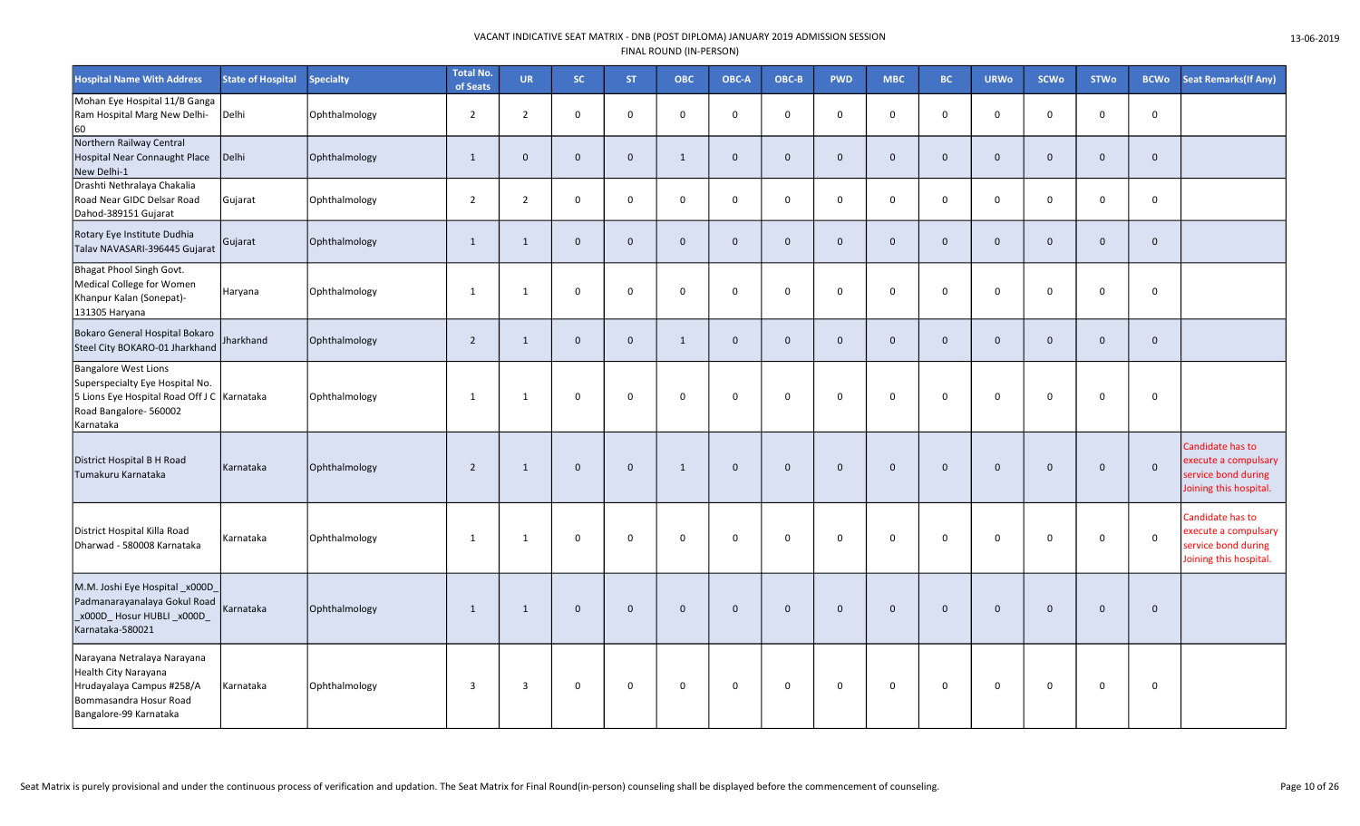VACANT INDICATIVE SEAT MATRIX - DNB (POST DIPLOMA) JANUARY 2019 ADMISSION SESSION
FINAL ROUND (IN-PERSON)

13-06-2019

| Hospital Name With Address | State of Hospital | Specialty | Total No. of Seats | UR | SC | ST | OBC | OBC-A | OBC-B | PWD | MBC | BC | URWo | SCWo | STWo | BCWo | Seat Remarks(If Any) |
|---|---|---|---|---|---|---|---|---|---|---|---|---|---|---|---|---|---|
| Mohan Eye Hospital 11/B Ganga Ram Hospital Marg New Delhi-60 | Delhi | Ophthalmology | 2 | 2 | 0 | 0 | 0 | 0 | 0 | 0 | 0 | 0 | 0 | 0 | 0 | 0 | |
| Northern Railway Central Hospital Near Connaught Place New Delhi-1 | Delhi | Ophthalmology | 1 | 0 | 0 | 0 | 1 | 0 | 0 | 0 | 0 | 0 | 0 | 0 | 0 | 0 | |
| Drashti Nethralaya Chakalia Road Near GIDC Delsar Road Dahod-389151 Gujarat | Gujarat | Ophthalmology | 2 | 2 | 0 | 0 | 0 | 0 | 0 | 0 | 0 | 0 | 0 | 0 | 0 | 0 | |
| Rotary Eye Institute Dudhia Talav NAVASARI-396445 Gujarat | Gujarat | Ophthalmology | 1 | 1 | 0 | 0 | 0 | 0 | 0 | 0 | 0 | 0 | 0 | 0 | 0 | 0 | |
| Bhagat Phool Singh Govt. Medical College for Women Khanpur Kalan (Sonepat)-131305 Haryana | Haryana | Ophthalmology | 1 | 1 | 0 | 0 | 0 | 0 | 0 | 0 | 0 | 0 | 0 | 0 | 0 | 0 | |
| Bokaro General Hospital Bokaro Steel City BOKARO-01 Jharkhand | Jharkhand | Ophthalmology | 2 | 1 | 0 | 0 | 1 | 0 | 0 | 0 | 0 | 0 | 0 | 0 | 0 | 0 | |
| Bangalore West Lions Superspecialty Eye Hospital No. 5 Lions Eye Hospital Road Off J C Road Bangalore- 560002 Karnataka | Karnataka | Ophthalmology | 1 | 1 | 0 | 0 | 0 | 0 | 0 | 0 | 0 | 0 | 0 | 0 | 0 | 0 | |
| District Hospital B H Road Tumakuru Karnataka | Karnataka | Ophthalmology | 2 | 1 | 0 | 0 | 1 | 0 | 0 | 0 | 0 | 0 | 0 | 0 | 0 | 0 | Candidate has to execute a compulsary service bond during Joining this hospital. |
| District Hospital Killa Road Dharwad - 580008 Karnataka | Karnataka | Ophthalmology | 1 | 1 | 0 | 0 | 0 | 0 | 0 | 0 | 0 | 0 | 0 | 0 | 0 | 0 | Candidate has to execute a compulsary service bond during Joining this hospital. |
| M.M. Joshi Eye Hospital _x000D_ Padmanarayanalaya Gokul Road _x000D_ Hosur HUBLI _x000D_ Karnataka-580021 | Karnataka | Ophthalmology | 1 | 1 | 0 | 0 | 0 | 0 | 0 | 0 | 0 | 0 | 0 | 0 | 0 | 0 | |
| Narayana Netralaya Narayana Health City Narayana Hrudayalaya Campus #258/A Bommasandra Hosur Road Bangalore-99 Karnataka | Karnataka | Ophthalmology | 3 | 3 | 0 | 0 | 0 | 0 | 0 | 0 | 0 | 0 | 0 | 0 | 0 | 0 | |

Seat Matrix is purely provisional and under the continuous process of verification and updation. The Seat Matrix for Final Round(in-person) counseling shall be displayed before the commencement of counseling.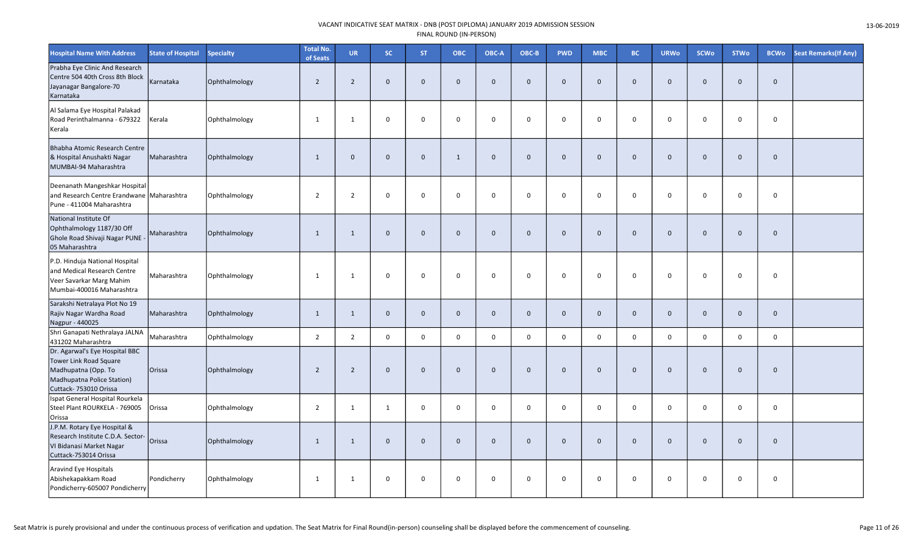VACANT INDICATIVE SEAT MATRIX - DNB (POST DIPLOMA) JANUARY 2019 ADMISSION SESSION
FINAL ROUND (IN-PERSON)

13-06-2019

| Hospital Name With Address | State of Hospital | Specialty | Total No. of Seats | UR | SC | ST | OBC | OBC-A | OBC-B | PWD | MBC | BC | URWo | SCWo | STWo | BCWo | Seat Remarks(If Any) |
|---|---|---|---|---|---|---|---|---|---|---|---|---|---|---|---|---|---|
| Prabha Eye Clinic And Research Centre 504 40th Cross 8th Block Jayanagar Bangalore-70 Karnataka | Karnataka | Ophthalmology | 2 | 2 | 0 | 0 | 0 | 0 | 0 | 0 | 0 | 0 | 0 | 0 | 0 | 0 | |
| Al Salama Eye Hospital Palakad Road Perinthalmanna - 679322 Kerala | Kerala | Ophthalmology | 1 | 1 | 0 | 0 | 0 | 0 | 0 | 0 | 0 | 0 | 0 | 0 | 0 | 0 | |
| Bhabha Atomic Research Centre & Hospital Anushakti Nagar MUMBAI-94 Maharashtra | Maharashtra | Ophthalmology | 1 | 0 | 0 | 0 | 1 | 0 | 0 | 0 | 0 | 0 | 0 | 0 | 0 | 0 | |
| Deenanath Mangeshkar Hospital and Research Centre Erandwane Pune - 411004 Maharashtra | Maharashtra | Ophthalmology | 2 | 2 | 0 | 0 | 0 | 0 | 0 | 0 | 0 | 0 | 0 | 0 | 0 | 0 | |
| National Institute Of Ophthalmology 1187/30 Off Ghole Road Shivaji Nagar PUNE - 05 Maharashtra | Maharashtra | Ophthalmology | 1 | 1 | 0 | 0 | 0 | 0 | 0 | 0 | 0 | 0 | 0 | 0 | 0 | 0 | |
| P.D. Hinduja National Hospital and Medical Research Centre Veer Savarkar Marg Mahim Mumbai-400016 Maharashtra | Maharashtra | Ophthalmology | 1 | 1 | 0 | 0 | 0 | 0 | 0 | 0 | 0 | 0 | 0 | 0 | 0 | 0 | |
| Sarakshi Netralaya Plot No 19 Rajiv Nagar Wardha Road Nagpur - 440025 | Maharashtra | Ophthalmology | 1 | 1 | 0 | 0 | 0 | 0 | 0 | 0 | 0 | 0 | 0 | 0 | 0 | 0 | |
| Shri Ganapati Nethralaya JALNA 431202 Maharashtra | Maharashtra | Ophthalmology | 2 | 2 | 0 | 0 | 0 | 0 | 0 | 0 | 0 | 0 | 0 | 0 | 0 | 0 | |
| Dr. Agarwal's Eye Hospital BBC Tower Link Road Square Madhupatna (Opp. To Madhupatna Police Station) Cuttack- 753010 Orissa | Orissa | Ophthalmology | 2 | 2 | 0 | 0 | 0 | 0 | 0 | 0 | 0 | 0 | 0 | 0 | 0 | 0 | |
| Ispat General Hospital Rourkela Steel Plant ROURKELA - 769005 Orissa | Orissa | Ophthalmology | 2 | 1 | 1 | 0 | 0 | 0 | 0 | 0 | 0 | 0 | 0 | 0 | 0 | 0 | |
| J.P.M. Rotary Eye Hospital & Research Institute C.D.A. Sector-VI Bidanasi Market Nagar Cuttack-753014 Orissa | Orissa | Ophthalmology | 1 | 1 | 0 | 0 | 0 | 0 | 0 | 0 | 0 | 0 | 0 | 0 | 0 | 0 | |
| Aravind Eye Hospitals Abishekapakkam Road Pondicherry-605007 Pondicherry | Pondicherry | Ophthalmology | 1 | 1 | 0 | 0 | 0 | 0 | 0 | 0 | 0 | 0 | 0 | 0 | 0 | 0 | |

Seat Matrix is purely provisional and under the continuous process of verification and updation. The Seat Matrix for Final Round(in-person) counseling shall be displayed before the commencement of counseling.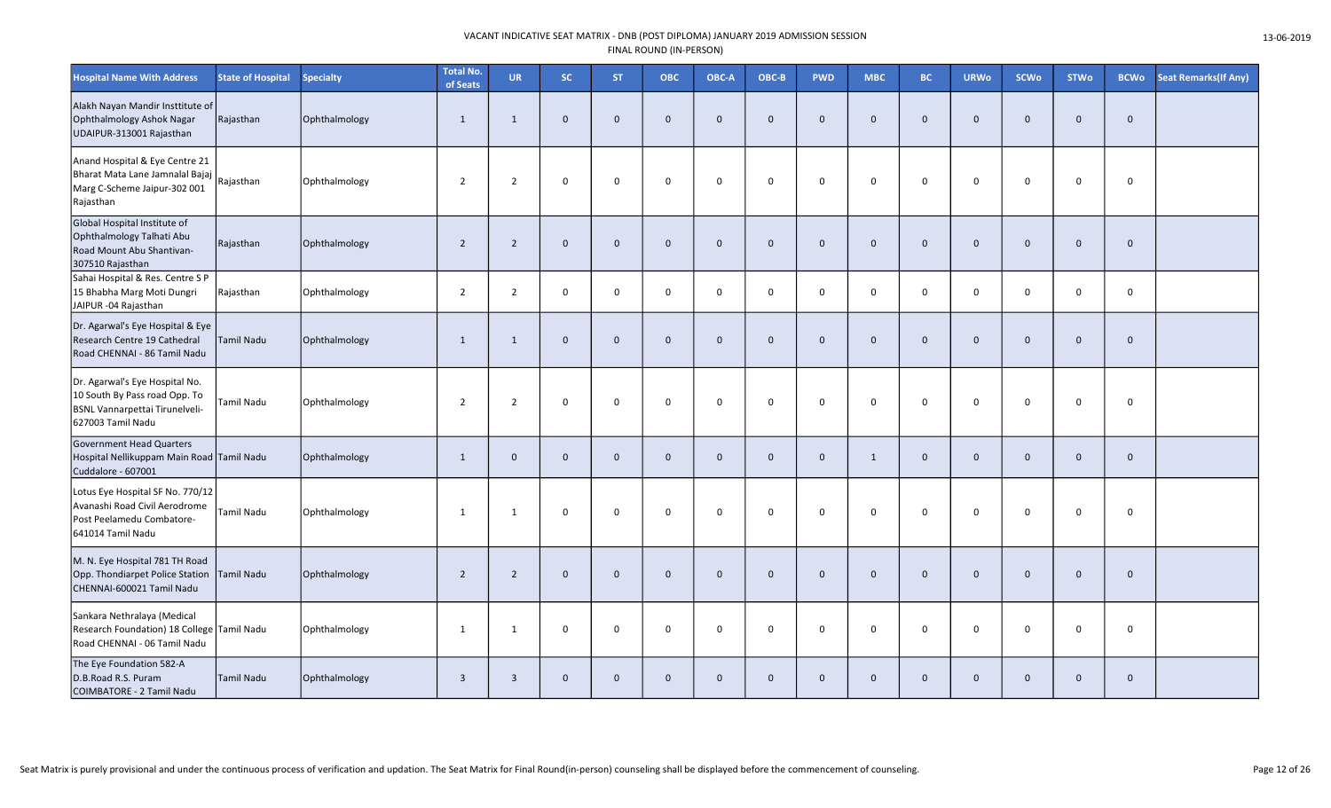VACANT INDICATIVE SEAT MATRIX - DNB (POST DIPLOMA) JANUARY 2019 ADMISSION SESSION
FINAL ROUND (IN-PERSON)

13-06-2019

| Hospital Name With Address | State of Hospital | Specialty | Total No. of Seats | UR | SC | ST | OBC | OBC-A | OBC-B | PWD | MBC | BC | URWo | SCWo | STWo | BCWo | Seat Remarks(If Any) |
|---|---|---|---|---|---|---|---|---|---|---|---|---|---|---|---|---|---|
| Alakh Nayan Mandir Insttitute of Ophthalmology Ashok Nagar UDAIPUR-313001 Rajasthan | Rajasthan | Ophthalmology | 1 | 1 | 0 | 0 | 0 | 0 | 0 | 0 | 0 | 0 | 0 | 0 | 0 | 0 | |
| Anand Hospital & Eye Centre 21 Bharat Mata Lane Jamnalal Bajaj Marg C-Scheme Jaipur-302 001 Rajasthan | Rajasthan | Ophthalmology | 2 | 2 | 0 | 0 | 0 | 0 | 0 | 0 | 0 | 0 | 0 | 0 | 0 | 0 | |
| Global Hospital Institute of Ophthalmology Talhati Abu Road Mount Abu Shantivan-307510 Rajasthan | Rajasthan | Ophthalmology | 2 | 2 | 0 | 0 | 0 | 0 | 0 | 0 | 0 | 0 | 0 | 0 | 0 | 0 | |
| Sahai Hospital & Res. Centre S P 15 Bhabha Marg Moti Dungri JAIPUR -04 Rajasthan | Rajasthan | Ophthalmology | 2 | 2 | 0 | 0 | 0 | 0 | 0 | 0 | 0 | 0 | 0 | 0 | 0 | 0 | |
| Dr. Agarwal's Eye Hospital & Eye Research Centre 19 Cathedral Road CHENNAI - 86 Tamil Nadu | Tamil Nadu | Ophthalmology | 1 | 1 | 0 | 0 | 0 | 0 | 0 | 0 | 0 | 0 | 0 | 0 | 0 | 0 | |
| Dr. Agarwal's Eye Hospital No. 10 South By Pass road Opp. To BSNL Vannarpettai Tirunelveli-627003 Tamil Nadu | Tamil Nadu | Ophthalmology | 2 | 2 | 0 | 0 | 0 | 0 | 0 | 0 | 0 | 0 | 0 | 0 | 0 | 0 | |
| Government Head Quarters Hospital Nellikuppam Main Road Cuddalore - 607001 | Tamil Nadu | Ophthalmology | 1 | 0 | 0 | 0 | 0 | 0 | 0 | 0 | 1 | 0 | 0 | 0 | 0 | 0 | |
| Lotus Eye Hospital SF No. 770/12 Avanashi Road Civil Aerodrome Post Peelamedu Combatore-641014 Tamil Nadu | Tamil Nadu | Ophthalmology | 1 | 1 | 0 | 0 | 0 | 0 | 0 | 0 | 0 | 0 | 0 | 0 | 0 | 0 | |
| M. N. Eye Hospital 781 TH Road Opp. Thondiarpet Police Station CHENNAI-600021 Tamil Nadu | Tamil Nadu | Ophthalmology | 2 | 2 | 0 | 0 | 0 | 0 | 0 | 0 | 0 | 0 | 0 | 0 | 0 | 0 | |
| Sankara Nethralaya (Medical Research Foundation) 18 College Road CHENNAI - 06 Tamil Nadu | Tamil Nadu | Ophthalmology | 1 | 1 | 0 | 0 | 0 | 0 | 0 | 0 | 0 | 0 | 0 | 0 | 0 | 0 | |
| The Eye Foundation 582-A D.B.Road R.S. Puram COIMBATORE - 2 Tamil Nadu | Tamil Nadu | Ophthalmology | 3 | 3 | 0 | 0 | 0 | 0 | 0 | 0 | 0 | 0 | 0 | 0 | 0 | 0 | |

Seat Matrix is purely provisional and under the continuous process of verification and updation. The Seat Matrix for Final Round(in-person) counseling shall be displayed before the commencement of counseling.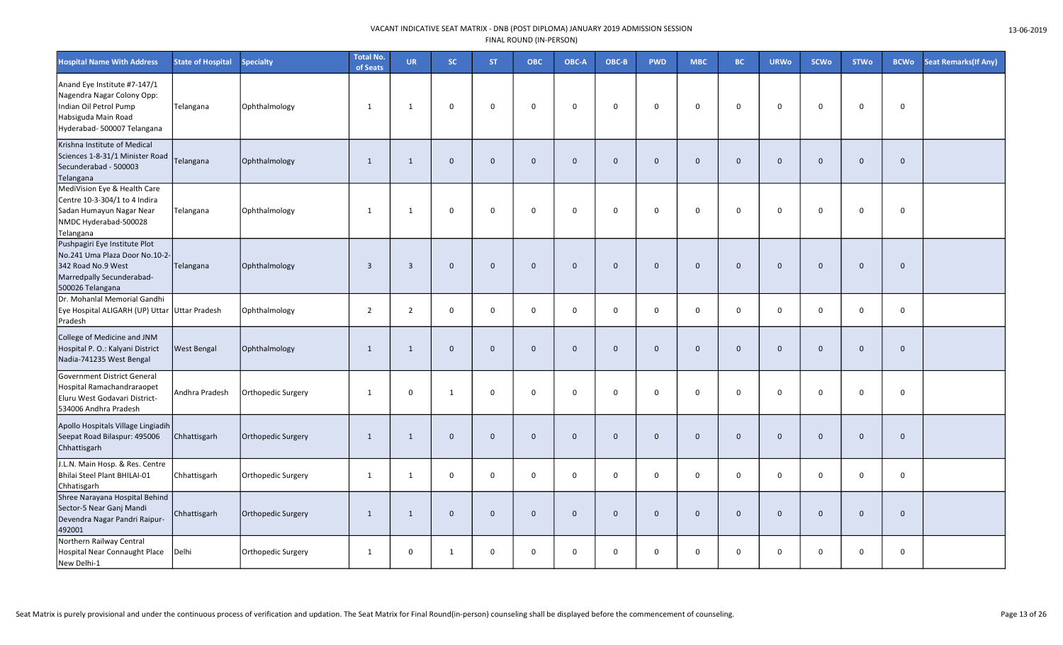VACANT INDICATIVE SEAT MATRIX - DNB (POST DIPLOMA) JANUARY 2019 ADMISSION SESSION
FINAL ROUND (IN-PERSON)

13-06-2019

| Hospital Name With Address | State of Hospital | Specialty | Total No. of Seats | UR | SC | ST | OBC | OBC-A | OBC-B | PWD | MBC | BC | URWo | SCWo | STWo | BCWo | Seat Remarks(If Any) |
|---|---|---|---|---|---|---|---|---|---|---|---|---|---|---|---|---|---|
| Anand Eye Institute #7-147/1 Nagendra Nagar Colony Opp: Indian Oil Petrol Pump Habsiguda Main Road Hyderabad- 500007 Telangana | Telangana | Ophthalmology | 1 | 1 | 0 | 0 | 0 | 0 | 0 | 0 | 0 | 0 | 0 | 0 | 0 | 0 | |
| Krishna Institute of Medical Sciences 1-8-31/1 Minister Road Secunderabad - 500003 Telangana | Telangana | Ophthalmology | 1 | 1 | 0 | 0 | 0 | 0 | 0 | 0 | 0 | 0 | 0 | 0 | 0 | 0 | |
| MediVision Eye & Health Care Centre 10-3-304/1 to 4 Indira Sadan Humayun Nagar Near NMDC Hyderabad-500028 Telangana | Telangana | Ophthalmology | 1 | 1 | 0 | 0 | 0 | 0 | 0 | 0 | 0 | 0 | 0 | 0 | 0 | 0 | |
| Pushpagiri Eye Institute Plot No.241 Uma Plaza Door No.10-2-342 Road No.9 West Marredpally Secunderabad-500026 Telangana | Telangana | Ophthalmology | 3 | 3 | 0 | 0 | 0 | 0 | 0 | 0 | 0 | 0 | 0 | 0 | 0 | 0 | |
| Dr. Mohanlal Memorial Gandhi Eye Hospital ALIGARH (UP) Uttar Pradesh | Uttar Pradesh | Ophthalmology | 2 | 2 | 0 | 0 | 0 | 0 | 0 | 0 | 0 | 0 | 0 | 0 | 0 | 0 | |
| College of Medicine and JNM Hospital P. O.: Kalyani District Nadia-741235 West Bengal | West Bengal | Ophthalmology | 1 | 1 | 0 | 0 | 0 | 0 | 0 | 0 | 0 | 0 | 0 | 0 | 0 | 0 | |
| Government District General Hospital Ramachandraraopet Eluru West Godavari District-534006 Andhra Pradesh | Andhra Pradesh | Orthopedic Surgery | 1 | 0 | 1 | 0 | 0 | 0 | 0 | 0 | 0 | 0 | 0 | 0 | 0 | 0 | |
| Apollo Hospitals Village Lingiadih Seepat Road Bilaspur: 495006 Chhattisgarh | Chhattisgarh | Orthopedic Surgery | 1 | 1 | 0 | 0 | 0 | 0 | 0 | 0 | 0 | 0 | 0 | 0 | 0 | 0 | |
| J.L.N. Main Hosp. & Res. Centre Bhilai Steel Plant BHILAI-01 Chhatisgarh | Chhattisgarh | Orthopedic Surgery | 1 | 1 | 0 | 0 | 0 | 0 | 0 | 0 | 0 | 0 | 0 | 0 | 0 | 0 | |
| Shree Narayana Hospital Behind Sector-5 Near Ganj Mandi Devendra Nagar Pandri Raipur-492001 | Chhattisgarh | Orthopedic Surgery | 1 | 1 | 0 | 0 | 0 | 0 | 0 | 0 | 0 | 0 | 0 | 0 | 0 | 0 | |
| Northern Railway Central Hospital Near Connaught Place New Delhi-1 | Delhi | Orthopedic Surgery | 1 | 0 | 1 | 0 | 0 | 0 | 0 | 0 | 0 | 0 | 0 | 0 | 0 | 0 | |

Seat Matrix is purely provisional and under the continuous process of verification and updation. The Seat Matrix for Final Round(in-person) counseling shall be displayed before the commencement of counseling.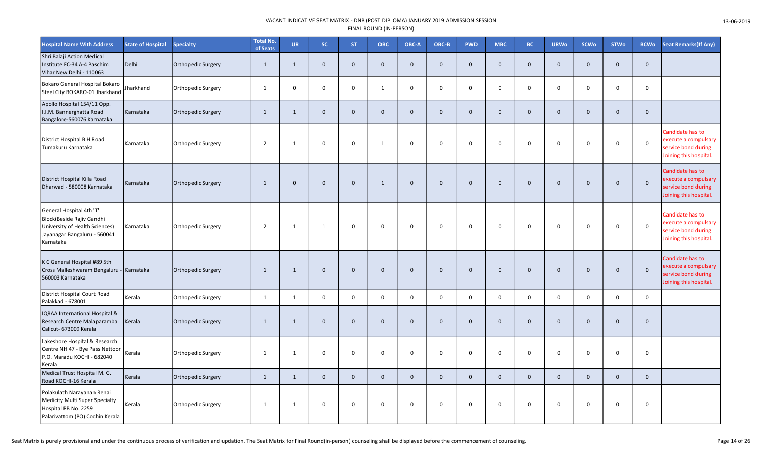VACANT INDICATIVE SEAT MATRIX - DNB (POST DIPLOMA) JANUARY 2019 ADMISSION SESSION
FINAL ROUND (IN-PERSON)

13-06-2019

| Hospital Name With Address | State of Hospital | Specialty | Total No. of Seats | UR | SC | ST | OBC | OBC-A | OBC-B | PWD | MBC | BC | URWo | SCWo | STWo | BCWo | Seat Remarks(If Any) |
|---|---|---|---|---|---|---|---|---|---|---|---|---|---|---|---|---|---|
| Shri Balaji Action Medical Institute FC-34 A-4 Paschim Vihar New Delhi - 110063 | Delhi | Orthopedic Surgery | 1 | 1 | 0 | 0 | 0 | 0 | 0 | 0 | 0 | 0 | 0 | 0 | 0 | 0 | |
| Bokaro General Hospital Bokaro Steel City BOKARO-01 Jharkhand | Jharkhand | Orthopedic Surgery | 1 | 0 | 0 | 0 | 1 | 0 | 0 | 0 | 0 | 0 | 0 | 0 | 0 | 0 | |
| Apollo Hospital 154/11 Opp. I.I.M. Bannerghatta Road Bangalore-560076 Karnataka | Karnataka | Orthopedic Surgery | 1 | 1 | 0 | 0 | 0 | 0 | 0 | 0 | 0 | 0 | 0 | 0 | 0 | 0 | |
| District Hospital B H Road Tumakuru Karnataka | Karnataka | Orthopedic Surgery | 2 | 1 | 0 | 0 | 1 | 0 | 0 | 0 | 0 | 0 | 0 | 0 | 0 | 0 | Candidate has to execute a compulsary service bond during Joining this hospital. |
| District Hospital Killa Road Dharwad - 580008 Karnataka | Karnataka | Orthopedic Surgery | 1 | 0 | 0 | 0 | 1 | 0 | 0 | 0 | 0 | 0 | 0 | 0 | 0 | 0 | Candidate has to execute a compulsary service bond during Joining this hospital. |
| General Hospital 4th 'T' Block(Beside Rajiv Gandhi University of Health Sciences) Jayanagar Bangaluru - 560041 Karnataka | Karnataka | Orthopedic Surgery | 2 | 1 | 1 | 0 | 0 | 0 | 0 | 0 | 0 | 0 | 0 | 0 | 0 | 0 | Candidate has to execute a compulsary service bond during Joining this hospital. |
| K C General Hospital #89 5th Cross Malleshwaram Bengaluru - 560003 Karnataka | Karnataka | Orthopedic Surgery | 1 | 1 | 0 | 0 | 0 | 0 | 0 | 0 | 0 | 0 | 0 | 0 | 0 | 0 | Candidate has to execute a compulsary service bond during Joining this hospital. |
| District Hospital Court Road Palakkad - 678001 | Kerala | Orthopedic Surgery | 1 | 1 | 0 | 0 | 0 | 0 | 0 | 0 | 0 | 0 | 0 | 0 | 0 | 0 | |
| IQRAA International Hospital & Research Centre Malaparamba Calicut- 673009 Kerala | Kerala | Orthopedic Surgery | 1 | 1 | 0 | 0 | 0 | 0 | 0 | 0 | 0 | 0 | 0 | 0 | 0 | 0 | |
| Lakeshore Hospital & Research Centre NH 47 - Bye Pass Nettoor P.O. Maradu KOCHI - 682040 Kerala | Kerala | Orthopedic Surgery | 1 | 1 | 0 | 0 | 0 | 0 | 0 | 0 | 0 | 0 | 0 | 0 | 0 | 0 | |
| Medical Trust Hospital M. G. Road KOCHI-16 Kerala | Kerala | Orthopedic Surgery | 1 | 1 | 0 | 0 | 0 | 0 | 0 | 0 | 0 | 0 | 0 | 0 | 0 | 0 | |
| Polakulath Narayanan Renai Medicity Multi Super Specialty Hospital PB No. 2259 Palarivattom (PO) Cochin Kerala | Kerala | Orthopedic Surgery | 1 | 1 | 0 | 0 | 0 | 0 | 0 | 0 | 0 | 0 | 0 | 0 | 0 | 0 | |

Seat Matrix is purely provisional and under the continuous process of verification and updation. The Seat Matrix for Final Round(in-person) counseling shall be displayed before the commencement of counseling.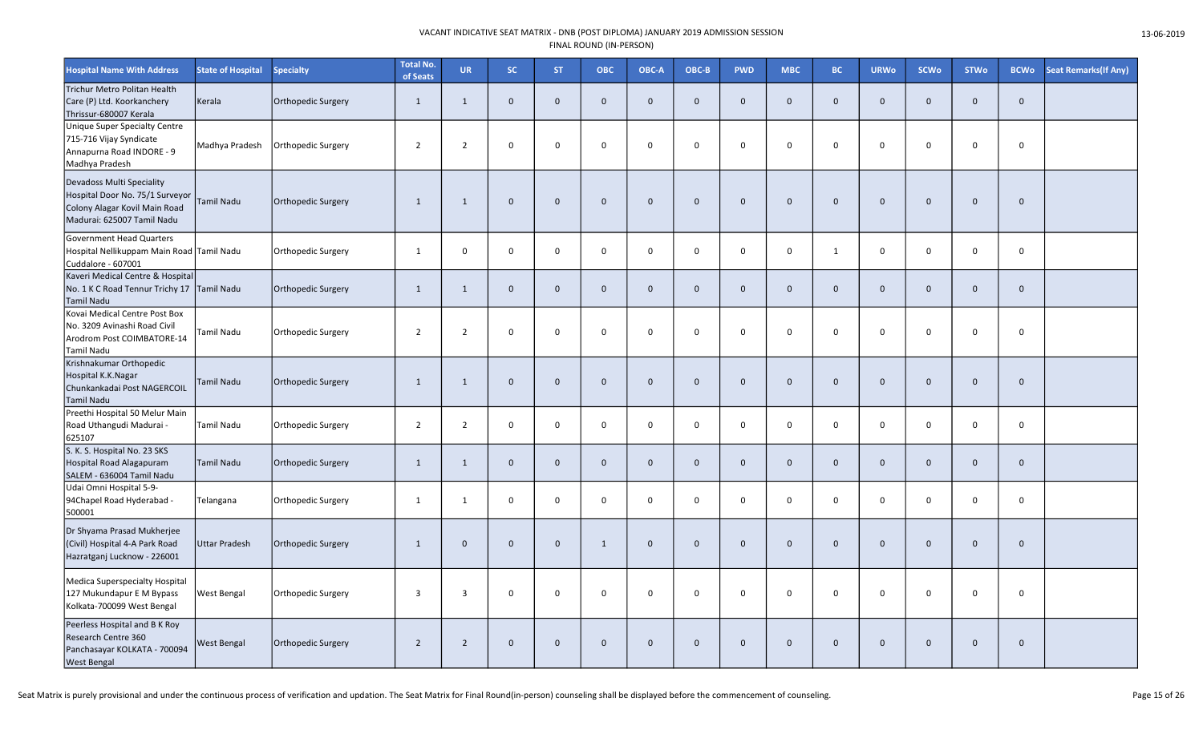VACANT INDICATIVE SEAT MATRIX - DNB (POST DIPLOMA) JANUARY 2019 ADMISSION SESSION
FINAL ROUND (IN-PERSON)

13-06-2019

| Hospital Name With Address | State of Hospital | Specialty | Total No. of Seats | UR | SC | ST | OBC | OBC-A | OBC-B | PWD | MBC | BC | URWo | SCWo | STWo | BCWo | Seat Remarks(If Any) |
|---|---|---|---|---|---|---|---|---|---|---|---|---|---|---|---|---|---|
| Trichur Metro Politan Health Care (P) Ltd. Koorkanchery Thrissur-680007 Kerala | Kerala | Orthopedic Surgery | 1 | 1 | 0 | 0 | 0 | 0 | 0 | 0 | 0 | 0 | 0 | 0 | 0 | 0 | |
| Unique Super Specialty Centre 715-716 Vijay Syndicate Annapurna Road INDORE - 9 Madhya Pradesh | Madhya Pradesh | Orthopedic Surgery | 2 | 2 | 0 | 0 | 0 | 0 | 0 | 0 | 0 | 0 | 0 | 0 | 0 | 0 | |
| Devadoss Multi Speciality Hospital Door No. 75/1 Surveyor Colony Alagar Kovil Main Road Madurai: 625007 Tamil Nadu | Tamil Nadu | Orthopedic Surgery | 1 | 1 | 0 | 0 | 0 | 0 | 0 | 0 | 0 | 0 | 0 | 0 | 0 | 0 | |
| Government Head Quarters Hospital Nellikuppam Main Road Cuddalore - 607001 | Tamil Nadu | Orthopedic Surgery | 1 | 0 | 0 | 0 | 0 | 0 | 0 | 0 | 0 | 1 | 0 | 0 | 0 | 0 | |
| Kaveri Medical Centre & Hospital No. 1 K C Road Tennur Trichy 17 Tamil Nadu | Tamil Nadu | Orthopedic Surgery | 1 | 1 | 0 | 0 | 0 | 0 | 0 | 0 | 0 | 0 | 0 | 0 | 0 | 0 | |
| Kovai Medical Centre Post Box No. 3209 Avinashi Road Civil Arodrom Post COIMBATORE-14 Tamil Nadu | Tamil Nadu | Orthopedic Surgery | 2 | 2 | 0 | 0 | 0 | 0 | 0 | 0 | 0 | 0 | 0 | 0 | 0 | 0 | |
| Krishnakumar Orthopedic Hospital K.K.Nagar Chunkankadai Post NAGERCOIL Tamil Nadu | Tamil Nadu | Orthopedic Surgery | 1 | 1 | 0 | 0 | 0 | 0 | 0 | 0 | 0 | 0 | 0 | 0 | 0 | 0 | |
| Preethi Hospital 50 Melur Main Road Uthangudi Madurai - 625107 | Tamil Nadu | Orthopedic Surgery | 2 | 2 | 0 | 0 | 0 | 0 | 0 | 0 | 0 | 0 | 0 | 0 | 0 | 0 | |
| S. K. S. Hospital No. 23 SKS Hospital Road Alagapuram SALEM - 636004 Tamil Nadu | Tamil Nadu | Orthopedic Surgery | 1 | 1 | 0 | 0 | 0 | 0 | 0 | 0 | 0 | 0 | 0 | 0 | 0 | 0 | |
| Udai Omni Hospital 5-9-94Chapel Road Hyderabad - 500001 | Telangana | Orthopedic Surgery | 1 | 1 | 0 | 0 | 0 | 0 | 0 | 0 | 0 | 0 | 0 | 0 | 0 | 0 | |
| Dr Shyama Prasad Mukherjee (Civil) Hospital 4-A Park Road Hazratganj Lucknow - 226001 | Uttar Pradesh | Orthopedic Surgery | 1 | 0 | 0 | 0 | 1 | 0 | 0 | 0 | 0 | 0 | 0 | 0 | 0 | 0 | |
| Medica Superspecialty Hospital 127 Mukundapur E M Bypass Kolkata-700099 West Bengal | West Bengal | Orthopedic Surgery | 3 | 3 | 0 | 0 | 0 | 0 | 0 | 0 | 0 | 0 | 0 | 0 | 0 | 0 | |
| Peerless Hospital and B K Roy Research Centre 360 Panchasayar KOLKATA - 700094 West Bengal | West Bengal | Orthopedic Surgery | 2 | 2 | 0 | 0 | 0 | 0 | 0 | 0 | 0 | 0 | 0 | 0 | 0 | 0 | |

Seat Matrix is purely provisional and under the continuous process of verification and updation. The Seat Matrix for Final Round(in-person) counseling shall be displayed before the commencement of counseling.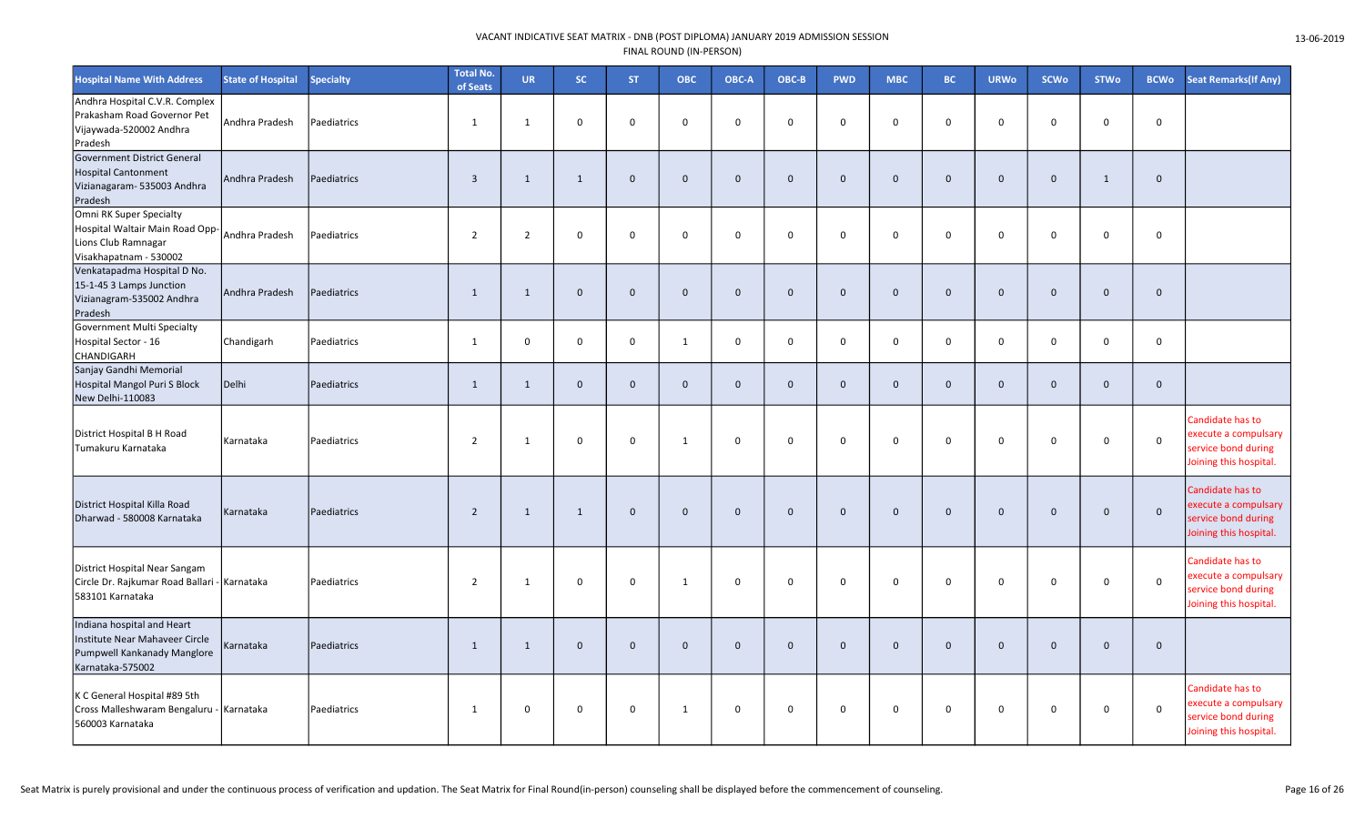VACANT INDICATIVE SEAT MATRIX - DNB (POST DIPLOMA) JANUARY 2019 ADMISSION SESSION
FINAL ROUND (IN-PERSON)

13-06-2019

| Hospital Name With Address | State of Hospital | Specialty | Total No. of Seats | UR | SC | ST | OBC | OBC-A | OBC-B | PWD | MBC | BC | URWo | SCWo | STWo | BCWo | Seat Remarks(If Any) |
|---|---|---|---|---|---|---|---|---|---|---|---|---|---|---|---|---|---|
| Andhra Hospital C.V.R. Complex Prakasham Road Governor Pet Vijaywada-520002 Andhra Pradesh | Andhra Pradesh | Paediatrics | 1 | 1 | 0 | 0 | 0 | 0 | 0 | 0 | 0 | 0 | 0 | 0 | 0 | 0 | |
| Government District General Hospital Cantonment Vizianagaram- 535003 Andhra Pradesh | Andhra Pradesh | Paediatrics | 3 | 1 | 1 | 0 | 0 | 0 | 0 | 0 | 0 | 0 | 0 | 0 | 1 | 0 | |
| Omni RK Super Specialty Hospital Waltair Main Road Opp- Lions Club Ramnagar Visakhapatnam - 530002 | Andhra Pradesh | Paediatrics | 2 | 2 | 0 | 0 | 0 | 0 | 0 | 0 | 0 | 0 | 0 | 0 | 0 | 0 | |
| Venkatapadma Hospital D No. 15-1-45 3 Lamps Junction Vizianagram-535002 Andhra Pradesh | Andhra Pradesh | Paediatrics | 1 | 1 | 0 | 0 | 0 | 0 | 0 | 0 | 0 | 0 | 0 | 0 | 0 | 0 | |
| Government Multi Specialty Hospital Sector - 16 CHANDIGARH | Chandigarh | Paediatrics | 1 | 0 | 0 | 0 | 1 | 0 | 0 | 0 | 0 | 0 | 0 | 0 | 0 | 0 | |
| Sanjay Gandhi Memorial Hospital Mangol Puri S Block New Delhi-110083 | Delhi | Paediatrics | 1 | 1 | 0 | 0 | 0 | 0 | 0 | 0 | 0 | 0 | 0 | 0 | 0 | 0 | |
| District Hospital B H Road Tumakuru Karnataka | Karnataka | Paediatrics | 2 | 1 | 0 | 0 | 1 | 0 | 0 | 0 | 0 | 0 | 0 | 0 | 0 | 0 | Candidate has to execute a compulsary service bond during Joining this hospital. |
| District Hospital Killa Road Dharwad - 580008 Karnataka | Karnataka | Paediatrics | 2 | 1 | 1 | 0 | 0 | 0 | 0 | 0 | 0 | 0 | 0 | 0 | 0 | 0 | Candidate has to execute a compulsary service bond during Joining this hospital. |
| District Hospital Near Sangam Circle Dr. Rajkumar Road Ballari - 583101 Karnataka | Karnataka | Paediatrics | 2 | 1 | 0 | 0 | 1 | 0 | 0 | 0 | 0 | 0 | 0 | 0 | 0 | 0 | Candidate has to execute a compulsary service bond during Joining this hospital. |
| Indiana hospital and Heart Institute Near Mahaveer Circle Pumpwell Kankanady Manglore Karnataka-575002 | Karnataka | Paediatrics | 1 | 1 | 0 | 0 | 0 | 0 | 0 | 0 | 0 | 0 | 0 | 0 | 0 | 0 | |
| K C General Hospital #89 5th Cross Malleshwaram Bengaluru - 560003 Karnataka | Karnataka | Paediatrics | 1 | 0 | 0 | 0 | 1 | 0 | 0 | 0 | 0 | 0 | 0 | 0 | 0 | 0 | Candidate has to execute a compulsary service bond during Joining this hospital. |

Seat Matrix is purely provisional and under the continuous process of verification and updation. The Seat Matrix for Final Round(in-person) counseling shall be displayed before the commencement of counseling.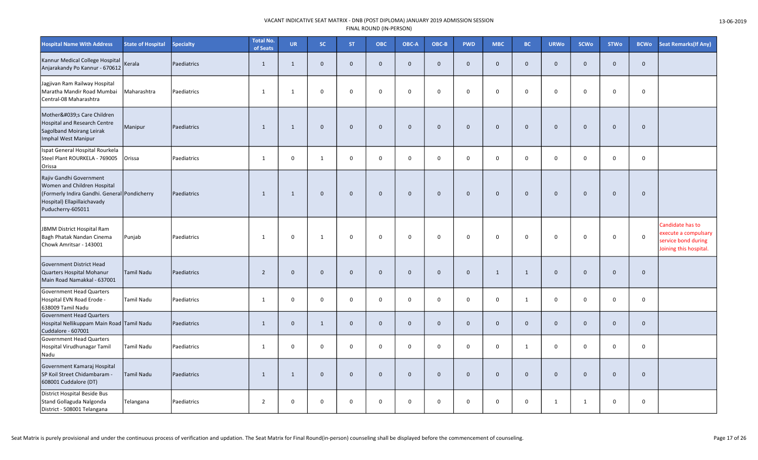VACANT INDICATIVE SEAT MATRIX - DNB (POST DIPLOMA) JANUARY 2019 ADMISSION SESSION
FINAL ROUND (IN-PERSON)

13-06-2019

| Hospital Name With Address | State of Hospital | Specialty | Total No. of Seats | UR | SC | ST | OBC | OBC-A | OBC-B | PWD | MBC | BC | URWo | SCWo | STWo | BCWo | Seat Remarks(If Any) |
|---|---|---|---|---|---|---|---|---|---|---|---|---|---|---|---|---|---|
| Kannur Medical College Hospital Anjarakandy Po Kannur - 670612 | Kerala | Paediatrics | 1 | 1 | 0 | 0 | 0 | 0 | 0 | 0 | 0 | 0 | 0 | 0 | 0 | 0 | |
| Jagjivan Ram Railway Hospital Maratha Mandir Road Mumbai Central-08 Maharashtra | Maharashtra | Paediatrics | 1 | 1 | 0 | 0 | 0 | 0 | 0 | 0 | 0 | 0 | 0 | 0 | 0 | 0 | |
| Mother&#039;s Care Children Hospital and Research Centre Sagolband Moirang Leirak Imphal West Manipur | Manipur | Paediatrics | 1 | 1 | 0 | 0 | 0 | 0 | 0 | 0 | 0 | 0 | 0 | 0 | 0 | 0 | |
| Ispat General Hospital Rourkela Steel Plant ROURKELA - 769005 Orissa | Orissa | Paediatrics | 1 | 0 | 1 | 0 | 0 | 0 | 0 | 0 | 0 | 0 | 0 | 0 | 0 | 0 | |
| Rajiv Gandhi Government Women and Children Hospital (Formerly Indira Gandhi. General Hospital) Ellapillaichavady Puducherry-605011 | Pondicherry | Paediatrics | 1 | 1 | 0 | 0 | 0 | 0 | 0 | 0 | 0 | 0 | 0 | 0 | 0 | 0 | |
| JBMM District Hospital Ram Bagh Phatak Nandan Cinema Chowk Amritsar - 143001 | Punjab | Paediatrics | 1 | 0 | 1 | 0 | 0 | 0 | 0 | 0 | 0 | 0 | 0 | 0 | 0 | 0 | Candidate has to execute a compulsary service bond during Joining this hospital. |
| Government District Head Quarters Hospital Mohanur Main Road Namakkal - 637001 | Tamil Nadu | Paediatrics | 2 | 0 | 0 | 0 | 0 | 0 | 0 | 0 | 1 | 1 | 0 | 0 | 0 | 0 | |
| Government Head Quarters Hospital EVN Road Erode - 638009 Tamil Nadu | Tamil Nadu | Paediatrics | 1 | 0 | 0 | 0 | 0 | 0 | 0 | 0 | 0 | 1 | 0 | 0 | 0 | 0 | |
| Government Head Quarters Hospital Nellikuppam Main Road Cuddalore - 607001 | Tamil Nadu | Paediatrics | 1 | 0 | 1 | 0 | 0 | 0 | 0 | 0 | 0 | 0 | 0 | 0 | 0 | 0 | |
| Government Head Quarters Hospital Virudhunagar Tamil Nadu | Tamil Nadu | Paediatrics | 1 | 0 | 0 | 0 | 0 | 0 | 0 | 0 | 0 | 1 | 0 | 0 | 0 | 0 | |
| Government Kamaraj Hospital SP Koil Street Chidambaram - 608001 Cuddalore (DT) | Tamil Nadu | Paediatrics | 1 | 1 | 0 | 0 | 0 | 0 | 0 | 0 | 0 | 0 | 0 | 0 | 0 | 0 | |
| District Hospital Beside Bus Stand Golladuda Nalgonda District - 508001 Telangana | Telangana | Paediatrics | 2 | 0 | 0 | 0 | 0 | 0 | 0 | 0 | 0 | 0 | 1 | 1 | 0 | 0 | |

Seat Matrix is purely provisional and under the continuous process of verification and updation. The Seat Matrix for Final Round(in-person) counseling shall be displayed before the commencement of counseling.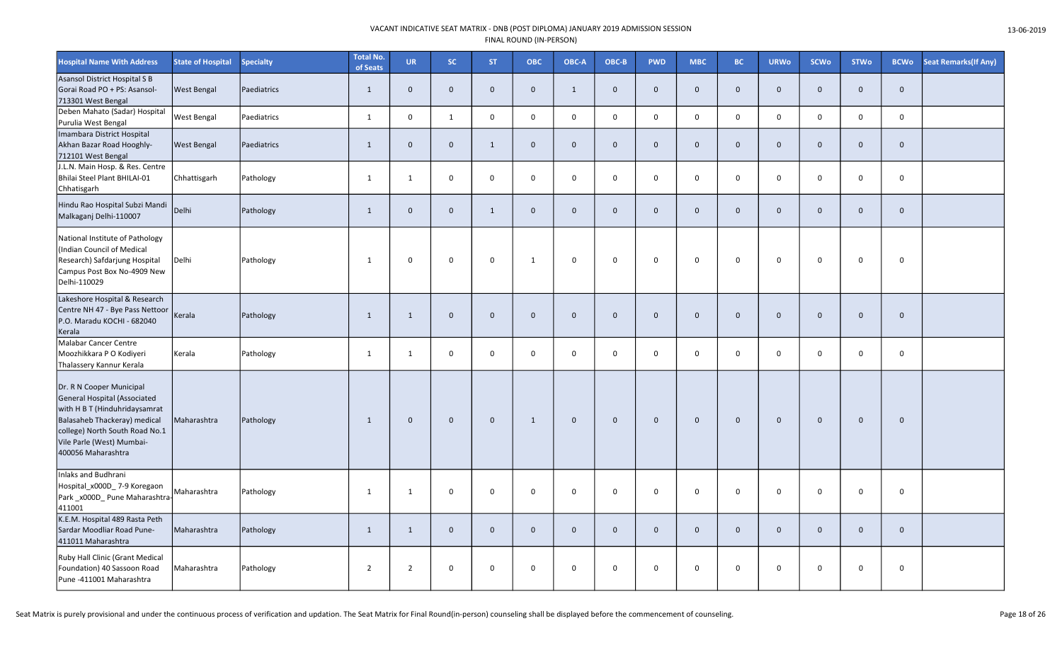VACANT INDICATIVE SEAT MATRIX - DNB (POST DIPLOMA) JANUARY 2019 ADMISSION SESSION
FINAL ROUND (IN-PERSON)

13-06-2019

| Hospital Name With Address | State of Hospital | Specialty | Total No. of Seats | UR | SC | ST | OBC | OBC-A | OBC-B | PWD | MBC | BC | URWo | SCWo | STWo | BCWo | Seat Remarks(If Any) |
|---|---|---|---|---|---|---|---|---|---|---|---|---|---|---|---|---|---|
| Asansol District Hospital S B Gorai Road PO + PS: Asansol-713301 West Bengal | West Bengal | Paediatrics | 1 | 0 | 0 | 0 | 0 | 1 | 0 | 0 | 0 | 0 | 0 | 0 | 0 | 0 | |
| Deben Mahato (Sadar) Hospital Purulia West Bengal | West Bengal | Paediatrics | 1 | 0 | 1 | 0 | 0 | 0 | 0 | 0 | 0 | 0 | 0 | 0 | 0 | 0 | |
| Imambara District Hospital Akhan Bazar Road Hooghly-712101 West Bengal | West Bengal | Paediatrics | 1 | 0 | 0 | 1 | 0 | 0 | 0 | 0 | 0 | 0 | 0 | 0 | 0 | 0 | |
| J.L.N. Main Hosp. & Res. Centre Bhilai Steel Plant BHILAI-01 Chhatisgarh | Chhattisgarh | Pathology | 1 | 1 | 0 | 0 | 0 | 0 | 0 | 0 | 0 | 0 | 0 | 0 | 0 | 0 | |
| Hindu Rao Hospital Subzi Mandi Malkaganj Delhi-110007 | Delhi | Pathology | 1 | 0 | 0 | 1 | 0 | 0 | 0 | 0 | 0 | 0 | 0 | 0 | 0 | 0 | |
| National Institute of Pathology (Indian Council of Medical Research) Safdarjung Hospital Campus Post Box No-4909 New Delhi-110029 | Delhi | Pathology | 1 | 0 | 0 | 0 | 1 | 0 | 0 | 0 | 0 | 0 | 0 | 0 | 0 | 0 | |
| Lakeshore Hospital & Research Centre NH 47 - Bye Pass Nettoor P.O. Maradu KOCHI - 682040 Kerala | Kerala | Pathology | 1 | 1 | 0 | 0 | 0 | 0 | 0 | 0 | 0 | 0 | 0 | 0 | 0 | 0 | |
| Malabar Cancer Centre Moozhikkara P O Kodiyeri Thalassery Kannur Kerala | Kerala | Pathology | 1 | 1 | 0 | 0 | 0 | 0 | 0 | 0 | 0 | 0 | 0 | 0 | 0 | 0 | |
| Dr. R N Cooper Municipal General Hospital (Associated with H B T (Hinduhridaysamrat Balasaheb Thackeray) medical college) North South Road No.1 Vile Parle (West) Mumbai-400056 Maharashtra | Maharashtra | Pathology | 1 | 0 | 0 | 0 | 1 | 0 | 0 | 0 | 0 | 0 | 0 | 0 | 0 | 0 | |
| Inlaks and Budhrani Hospital_x000D_ 7-9 Koregaon Park _x000D_ Pune Maharashtra-411001 | Maharashtra | Pathology | 1 | 1 | 0 | 0 | 0 | 0 | 0 | 0 | 0 | 0 | 0 | 0 | 0 | 0 | |
| K.E.M. Hospital 489 Rasta Peth Sardar Moodliar Road Pune-411011 Maharashtra | Maharashtra | Pathology | 1 | 1 | 0 | 0 | 0 | 0 | 0 | 0 | 0 | 0 | 0 | 0 | 0 | 0 | |
| Ruby Hall Clinic (Grant Medical Foundation) 40 Sassoon Road Pune -411001 Maharashtra | Maharashtra | Pathology | 2 | 2 | 0 | 0 | 0 | 0 | 0 | 0 | 0 | 0 | 0 | 0 | 0 | 0 | |

Seat Matrix is purely provisional and under the continuous process of verification and updation. The Seat Matrix for Final Round(in-person) counseling shall be displayed before the commencement of counseling.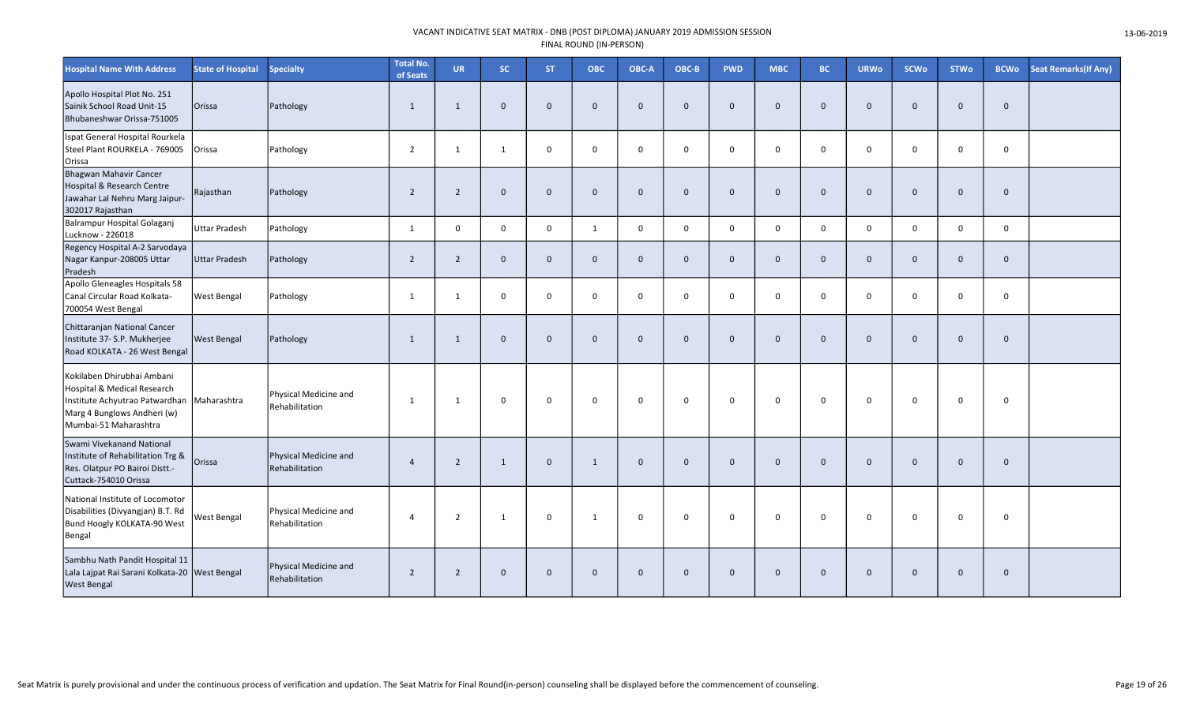VACANT INDICATIVE SEAT MATRIX - DNB (POST DIPLOMA) JANUARY 2019 ADMISSION SESSION
FINAL ROUND (IN-PERSON)

13-06-2019

| Hospital Name With Address | State of Hospital | Specialty | Total No. of Seats | UR | SC | ST | OBC | OBC-A | OBC-B | PWD | MBC | BC | URWo | SCWo | STWo | BCWo | Seat Remarks(If Any) |
|---|---|---|---|---|---|---|---|---|---|---|---|---|---|---|---|---|---|
| Apollo Hospital Plot No. 251 Sainik School Road Unit-15 Bhubaneshwar Orissa-751005 | Orissa | Pathology | 1 | 1 | 0 | 0 | 0 | 0 | 0 | 0 | 0 | 0 | 0 | 0 | 0 | 0 | |
| Ispat General Hospital Rourkela Steel Plant ROURKELA - 769005 Orissa | Orissa | Pathology | 2 | 1 | 1 | 0 | 0 | 0 | 0 | 0 | 0 | 0 | 0 | 0 | 0 | 0 | |
| Bhagwan Mahavir Cancer Hospital & Research Centre Jawahar Lal Nehru Marg Jaipur-302017 Rajasthan | Rajasthan | Pathology | 2 | 2 | 0 | 0 | 0 | 0 | 0 | 0 | 0 | 0 | 0 | 0 | 0 | 0 | |
| Balrampur Hospital Golaganj Lucknow - 226018 | Uttar Pradesh | Pathology | 1 | 0 | 0 | 0 | 1 | 0 | 0 | 0 | 0 | 0 | 0 | 0 | 0 | 0 | |
| Regency Hospital A-2 Sarvodaya Nagar Kanpur-208005 Uttar Pradesh | Uttar Pradesh | Pathology | 2 | 2 | 0 | 0 | 0 | 0 | 0 | 0 | 0 | 0 | 0 | 0 | 0 | 0 | |
| Apollo Gleneagles Hospitals 58 Canal Circular Road Kolkata-700054 West Bengal | West Bengal | Pathology | 1 | 1 | 0 | 0 | 0 | 0 | 0 | 0 | 0 | 0 | 0 | 0 | 0 | 0 | |
| Chittaranjan National Cancer Institute 37- S.P. Mukherjee Road KOLKATA - 26 West Bengal | West Bengal | Pathology | 1 | 1 | 0 | 0 | 0 | 0 | 0 | 0 | 0 | 0 | 0 | 0 | 0 | 0 | |
| Kokilaben Dhirubhai Ambani Hospital & Medical Research Institute Achyutrao Patwardhan Marg 4 Bunglows Andheri (w) Mumbai-51 Maharashtra | Maharashtra | Physical Medicine and Rehabilitation | 1 | 1 | 0 | 0 | 0 | 0 | 0 | 0 | 0 | 0 | 0 | 0 | 0 | 0 | |
| Swami Vivekanand National Institute of Rehabilitation Trg & Res. Olatpur PO Bairoi Distt.-Cuttack-754010 Orissa | Orissa | Physical Medicine and Rehabilitation | 4 | 2 | 1 | 0 | 1 | 0 | 0 | 0 | 0 | 0 | 0 | 0 | 0 | 0 | |
| National Institute of Locomotor Disabilities (Divyangjan) B.T. Rd Bund Hoogly KOLKATA-90 West Bengal | West Bengal | Physical Medicine and Rehabilitation | 4 | 2 | 1 | 0 | 1 | 0 | 0 | 0 | 0 | 0 | 0 | 0 | 0 | 0 | |
| Sambhu Nath Pandit Hospital 11 Lala Lajpat Rai Sarani Kolkata-20 West Bengal | West Bengal | Physical Medicine and Rehabilitation | 2 | 2 | 0 | 0 | 0 | 0 | 0 | 0 | 0 | 0 | 0 | 0 | 0 | 0 | |

Seat Matrix is purely provisional and under the continuous process of verification and updation. The Seat Matrix for Final Round(in-person) counseling shall be displayed before the commencement of counseling.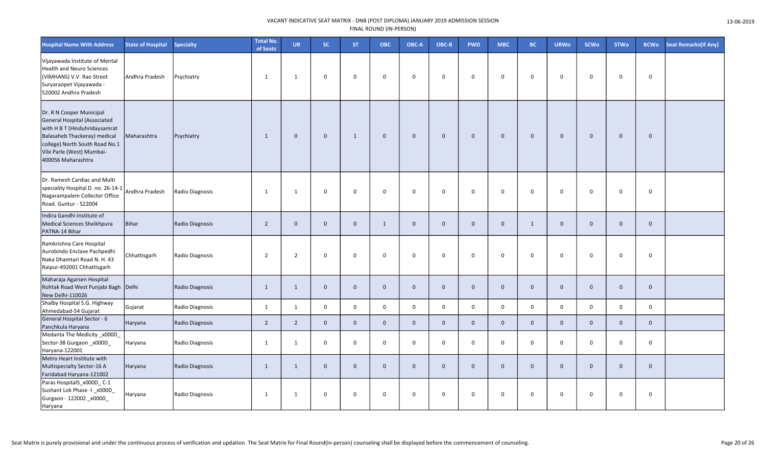VACANT INDICATIVE SEAT MATRIX - DNB (POST DIPLOMA) JANUARY 2019 ADMISSION SESSION
FINAL ROUND (IN-PERSON)

13-06-2019

| Hospital Name With Address | State of Hospital | Specialty | Total No. of Seats | UR | SC | ST | OBC | OBC-A | OBC-B | PWD | MBC | BC | URWo | SCWo | STWo | BCWo | Seat Remarks(If Any) |
|---|---|---|---|---|---|---|---|---|---|---|---|---|---|---|---|---|---|
| Vijayawada Institute of Mental Health and Neuro Sciences (VIMHANS) V.V. Rao Street Suryaraopet Vijayawada - 520002 Andhra Pradesh | Andhra Pradesh | Psychiatry | 1 | 1 | 0 | 0 | 0 | 0 | 0 | 0 | 0 | 0 | 0 | 0 | 0 | 0 | |
| Dr. R N Cooper Municipal General Hospital (Associated with H B T (Hinduhridaysamrat Balasaheb Thackeray) medical college) North South Road No.1 Vile Parle (West) Mumbai-400056 Maharashtra | Maharashtra | Psychiatry | 1 | 0 | 0 | 1 | 0 | 0 | 0 | 0 | 0 | 0 | 0 | 0 | 0 | 0 | |
| Dr. Ramesh Cardiac and Multi speciality Hospital D. no. 26-14-1 Nagarampalem Collector Office Road. Guntur - 522004 | Andhra Pradesh | Radio Diagnosis | 1 | 1 | 0 | 0 | 0 | 0 | 0 | 0 | 0 | 0 | 0 | 0 | 0 | 0 | |
| Indira Gandhi Institute of Medical Sciences Sheikhpura PATNA-14 Bihar | Bihar | Radio Diagnosis | 2 | 0 | 0 | 0 | 1 | 0 | 0 | 0 | 0 | 1 | 0 | 0 | 0 | 0 | |
| Ramkrishna Care Hospital Aurobindo Enclave Pachpedhi Naka Dhamtari Road N. H. 43 Raipur-492001 Chhattisgarh | Chhattisgarh | Radio Diagnosis | 2 | 2 | 0 | 0 | 0 | 0 | 0 | 0 | 0 | 0 | 0 | 0 | 0 | 0 | |
| Maharaja Agarsen Hospital Rohtak Road West Punjabi Bagh New Delhi-110026 | Delhi | Radio Diagnosis | 1 | 1 | 0 | 0 | 0 | 0 | 0 | 0 | 0 | 0 | 0 | 0 | 0 | 0 | |
| Shalby Hospital S.G. Highway Ahmedabad-54 Gujarat | Gujarat | Radio Diagnosis | 1 | 1 | 0 | 0 | 0 | 0 | 0 | 0 | 0 | 0 | 0 | 0 | 0 | 0 | |
| General Hospital Sector - 6 Panchkula Haryana | Haryana | Radio Diagnosis | 2 | 2 | 0 | 0 | 0 | 0 | 0 | 0 | 0 | 0 | 0 | 0 | 0 | 0 | |
| Medanta The Medicity _x000D_ Sector-38 Gurgaon _x000D_ Haryana-122001 | Haryana | Radio Diagnosis | 1 | 1 | 0 | 0 | 0 | 0 | 0 | 0 | 0 | 0 | 0 | 0 | 0 | 0 | |
| Metro Heart Institute with Multispecialty Sector-16 A Faridabad Haryana-121002 | Haryana | Radio Diagnosis | 1 | 1 | 0 | 0 | 0 | 0 | 0 | 0 | 0 | 0 | 0 | 0 | 0 | 0 | |
| Paras HospitalS_x000D_ C-1 Sushant Lok Phase -I _x000D_ Gurgaon - 122002 _x000D_ Haryana | Haryana | Radio Diagnosis | 1 | 1 | 0 | 0 | 0 | 0 | 0 | 0 | 0 | 0 | 0 | 0 | 0 | 0 | |

Seat Matrix is purely provisional and under the continuous process of verification and updation. The Seat Matrix for Final Round(in-person) counseling shall be displayed before the commencement of counseling.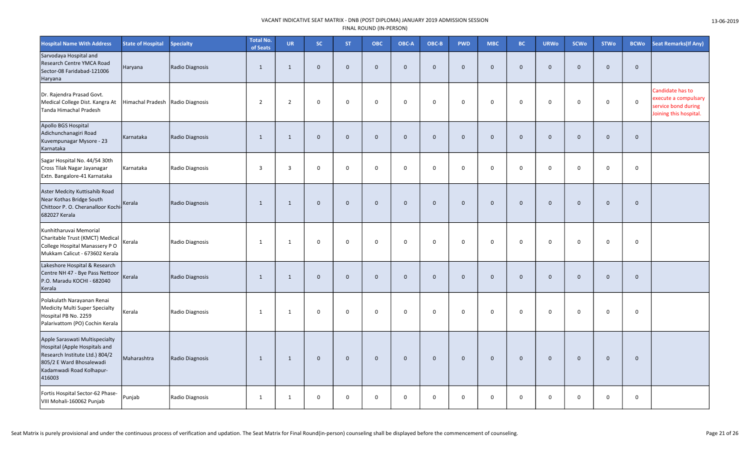VACANT INDICATIVE SEAT MATRIX - DNB (POST DIPLOMA) JANUARY 2019 ADMISSION SESSION
FINAL ROUND (IN-PERSON)

13-06-2019

| Hospital Name With Address | State of Hospital | Specialty | Total No. of Seats | UR | SC | ST | OBC | OBC-A | OBC-B | PWD | MBC | BC | URWo | SCWo | STWo | BCWo | Seat Remarks(If Any) |
|---|---|---|---|---|---|---|---|---|---|---|---|---|---|---|---|---|---|
| Sarvodaya Hospital and Research Centre YMCA Road Sector-08 Faridabad-121006 Haryana | Haryana | Radio Diagnosis | 1 | 1 | 0 | 0 | 0 | 0 | 0 | 0 | 0 | 0 | 0 | 0 | 0 | 0 | |
| Dr. Rajendra Prasad Govt. Medical College Dist. Kangra At Tanda Himachal Pradesh | Himachal Pradesh | Radio Diagnosis | 2 | 2 | 0 | 0 | 0 | 0 | 0 | 0 | 0 | 0 | 0 | 0 | 0 | 0 | Candidate has to execute a compulsary service bond during Joining this hospital. |
| Apollo BGS Hospital Adichunchanagiri Road Kuvempunagar Mysore - 23 Karnataka | Karnataka | Radio Diagnosis | 1 | 1 | 0 | 0 | 0 | 0 | 0 | 0 | 0 | 0 | 0 | 0 | 0 | 0 | |
| Sagar Hospital No. 44/54 30th Cross Tilak Nagar Jayanagar Extn. Bangalore-41 Karnataka | Karnataka | Radio Diagnosis | 3 | 3 | 0 | 0 | 0 | 0 | 0 | 0 | 0 | 0 | 0 | 0 | 0 | 0 | |
| Aster Medcity Kuttisahib Road Near Kothas Bridge South Chittoor P. O. Cheranalloor Kochi-682027 Kerala | Kerala | Radio Diagnosis | 1 | 1 | 0 | 0 | 0 | 0 | 0 | 0 | 0 | 0 | 0 | 0 | 0 | 0 | |
| Kunhitharuvai Memorial Charitable Trust (KMCT) Medical College Hospital Manassery P O Mukkam Calicut - 673602 Kerala | Kerala | Radio Diagnosis | 1 | 1 | 0 | 0 | 0 | 0 | 0 | 0 | 0 | 0 | 0 | 0 | 0 | 0 | |
| Lakeshore Hospital & Research Centre NH 47 - Bye Pass Nettoor P.O. Maradu KOCHI - 682040 Kerala | Kerala | Radio Diagnosis | 1 | 1 | 0 | 0 | 0 | 0 | 0 | 0 | 0 | 0 | 0 | 0 | 0 | 0 | |
| Polakulath Narayanan Renai Medicity Multi Super Specialty Hospital PB No. 2259 Palarivattom (PO) Cochin Kerala | Kerala | Radio Diagnosis | 1 | 1 | 0 | 0 | 0 | 0 | 0 | 0 | 0 | 0 | 0 | 0 | 0 | 0 | |
| Apple Saraswati Multispecialty Hospital (Apple Hospitals and Research Institute Ltd.) 804/2 805/2 E Ward Bhosalewadi Kadamwadi Road Kolhapur-416003 | Maharashtra | Radio Diagnosis | 1 | 1 | 0 | 0 | 0 | 0 | 0 | 0 | 0 | 0 | 0 | 0 | 0 | 0 | |
| Fortis Hospital Sector-62 Phase-VIII Mohali-160062 Punjab | Punjab | Radio Diagnosis | 1 | 1 | 0 | 0 | 0 | 0 | 0 | 0 | 0 | 0 | 0 | 0 | 0 | 0 | |

Seat Matrix is purely provisional and under the continuous process of verification and updation. The Seat Matrix for Final Round(in-person) counseling shall be displayed before the commencement of counseling.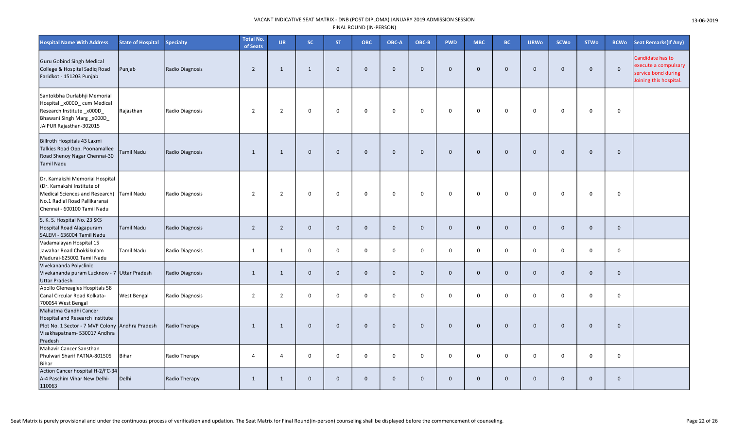VACANT INDICATIVE SEAT MATRIX - DNB (POST DIPLOMA) JANUARY 2019 ADMISSION SESSION
FINAL ROUND (IN-PERSON)

13-06-2019

| Hospital Name With Address | State of Hospital | Specialty | Total No. of Seats | UR | SC | ST | OBC | OBC-A | OBC-B | PWD | MBC | BC | URWo | SCWo | STWo | BCWo | Seat Remarks(If Any) |
|---|---|---|---|---|---|---|---|---|---|---|---|---|---|---|---|---|---|
| Guru Gobind Singh Medical College & Hospital Sadiq Road Faridkot - 151203 Punjab | Punjab | Radio Diagnosis | 2 | 1 | 1 | 0 | 0 | 0 | 0 | 0 | 0 | 0 | 0 | 0 | 0 | 0 | Candidate has to execute a compulsary service bond during Joining this hospital. |
| Santokbha Durlabhji Memorial Hospital _x000D_ cum Medical Research Institute _x000D_ Bhawani Singh Marg _x000D_ JAIPUR Rajasthan-302015 | Rajasthan | Radio Diagnosis | 2 | 2 | 0 | 0 | 0 | 0 | 0 | 0 | 0 | 0 | 0 | 0 | 0 | 0 | |
| Billroth Hospitals 43 Laxmi Talkies Road Opp. Poonamallee Road Shenoy Nagar Chennai-30 Tamil Nadu | Tamil Nadu | Radio Diagnosis | 1 | 1 | 0 | 0 | 0 | 0 | 0 | 0 | 0 | 0 | 0 | 0 | 0 | 0 | |
| Dr. Kamakshi Memorial Hospital (Dr. Kamakshi Institute of Medical Sciences and Research) No.1 Radial Road Pallikaranai Chennai - 600100 Tamil Nadu | Tamil Nadu | Radio Diagnosis | 2 | 2 | 0 | 0 | 0 | 0 | 0 | 0 | 0 | 0 | 0 | 0 | 0 | 0 | |
| S. K. S. Hospital No. 23 SKS Hospital Road Alagapuram SALEM - 636004 Tamil Nadu | Tamil Nadu | Radio Diagnosis | 2 | 2 | 0 | 0 | 0 | 0 | 0 | 0 | 0 | 0 | 0 | 0 | 0 | 0 | |
| Vadamalayan Hospital 15 Jawahar Road Chokkikulam Madurai-625002 Tamil Nadu | Tamil Nadu | Radio Diagnosis | 1 | 1 | 0 | 0 | 0 | 0 | 0 | 0 | 0 | 0 | 0 | 0 | 0 | 0 | |
| Vivekananda Polyclinic Vivekananda puram Lucknow - 7 Uttar Pradesh | Uttar Pradesh | Radio Diagnosis | 1 | 1 | 0 | 0 | 0 | 0 | 0 | 0 | 0 | 0 | 0 | 0 | 0 | 0 | |
| Apollo Gleneagles Hospitals 58 Canal Circular Road Kolkata-700054 West Bengal | West Bengal | Radio Diagnosis | 2 | 2 | 0 | 0 | 0 | 0 | 0 | 0 | 0 | 0 | 0 | 0 | 0 | 0 | |
| Mahatma Gandhi Cancer Hospital and Research Institute Plot No. 1 Sector - 7 MVP Colony Visakhapatnam- 530017 Andhra Pradesh | Andhra Pradesh | Radio Therapy | 1 | 1 | 0 | 0 | 0 | 0 | 0 | 0 | 0 | 0 | 0 | 0 | 0 | 0 | |
| Mahavir Cancer Sansthan Phulwari Sharif PATNA-801505 Bihar | Bihar | Radio Therapy | 4 | 4 | 0 | 0 | 0 | 0 | 0 | 0 | 0 | 0 | 0 | 0 | 0 | 0 | |
| Action Cancer hospital H-2/FC-34 A-4 Paschim Vihar New Delhi-110063 | Delhi | Radio Therapy | 1 | 1 | 0 | 0 | 0 | 0 | 0 | 0 | 0 | 0 | 0 | 0 | 0 | 0 | |

Seat Matrix is purely provisional and under the continuous process of verification and updation. The Seat Matrix for Final Round(in-person) counseling shall be displayed before the commencement of counseling.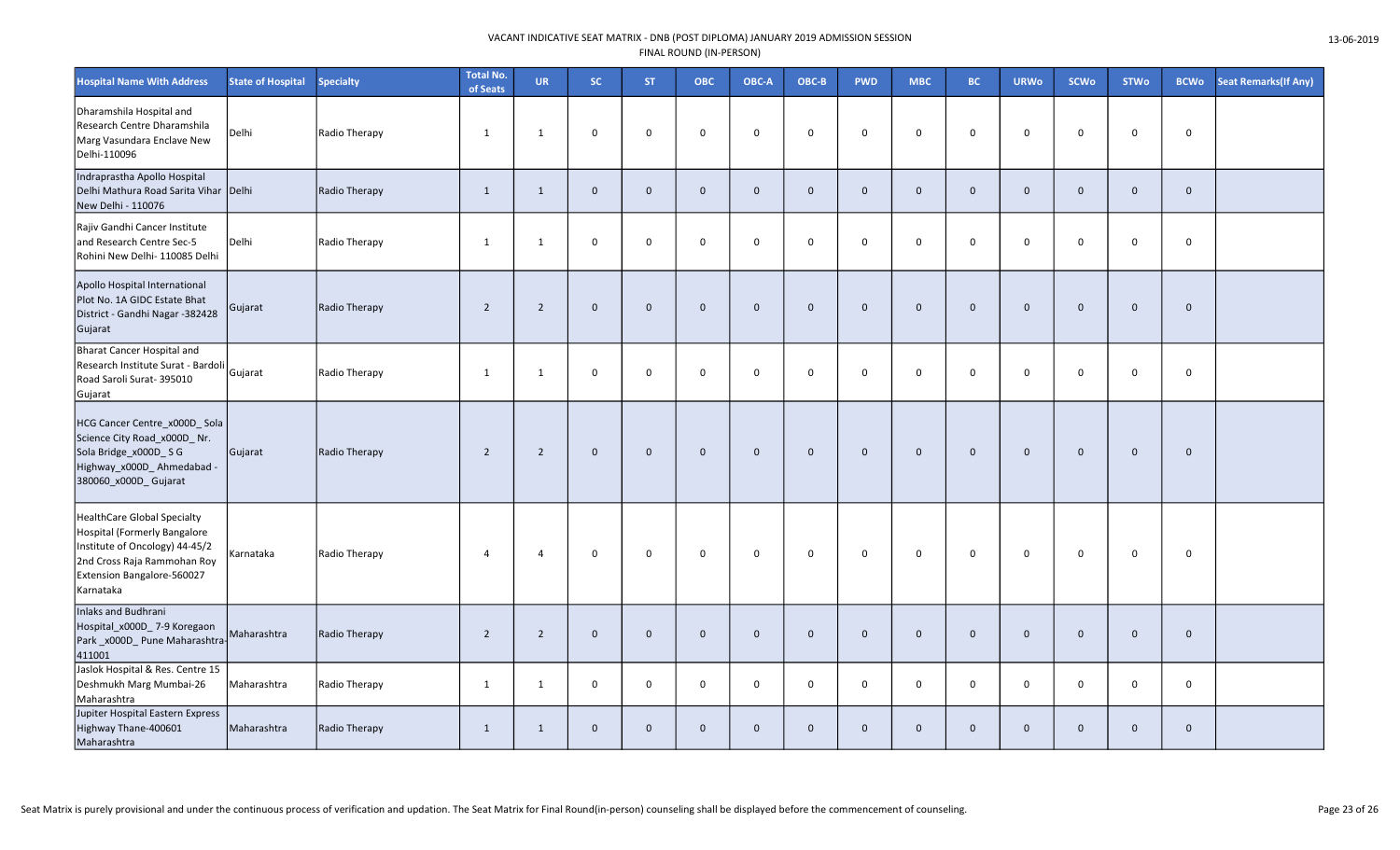VACANT INDICATIVE SEAT MATRIX - DNB (POST DIPLOMA) JANUARY 2019 ADMISSION SESSION
FINAL ROUND (IN-PERSON)

13-06-2019

| Hospital Name With Address | State of Hospital | Specialty | Total No. of Seats | UR | SC | ST | OBC | OBC-A | OBC-B | PWD | MBC | BC | URWo | SCWo | STWo | BCWo | Seat Remarks(If Any) |
|---|---|---|---|---|---|---|---|---|---|---|---|---|---|---|---|---|---|
| Dharamshila Hospital and Research Centre Dharamshila Marg Vasundara Enclave New Delhi-110096 | Delhi | Radio Therapy | 1 | 1 | 0 | 0 | 0 | 0 | 0 | 0 | 0 | 0 | 0 | 0 | 0 | 0 | |
| Indraprastha Apollo Hospital Delhi Mathura Road Sarita Vihar New Delhi - 110076 | Delhi | Radio Therapy | 1 | 1 | 0 | 0 | 0 | 0 | 0 | 0 | 0 | 0 | 0 | 0 | 0 | 0 | |
| Rajiv Gandhi Cancer Institute and Research Centre Sec-5 Rohini New Delhi- 110085 Delhi | Delhi | Radio Therapy | 1 | 1 | 0 | 0 | 0 | 0 | 0 | 0 | 0 | 0 | 0 | 0 | 0 | 0 | |
| Apollo Hospital International Plot No. 1A GIDC Estate Bhat District - Gandhi Nagar -382428 Gujarat | Gujarat | Radio Therapy | 2 | 2 | 0 | 0 | 0 | 0 | 0 | 0 | 0 | 0 | 0 | 0 | 0 | 0 | |
| Bharat Cancer Hospital and Research Institute Surat - Bardoli Road Saroli Surat- 395010 Gujarat | Gujarat | Radio Therapy | 1 | 1 | 0 | 0 | 0 | 0 | 0 | 0 | 0 | 0 | 0 | 0 | 0 | 0 | |
| HCG Cancer Centre_x000D_ Sola Science City Road_x000D_ Nr. Sola Bridge_x000D_ S G Highway_x000D_ Ahmedabad - 380060_x000D_ Gujarat | Gujarat | Radio Therapy | 2 | 2 | 0 | 0 | 0 | 0 | 0 | 0 | 0 | 0 | 0 | 0 | 0 | 0 | |
| HealthCare Global Specialty Hospital (Formerly Bangalore Institute of Oncology) 44-45/2 2nd Cross Raja Rammohan Roy Extension Bangalore-560027 Karnataka | Karnataka | Radio Therapy | 4 | 4 | 0 | 0 | 0 | 0 | 0 | 0 | 0 | 0 | 0 | 0 | 0 | 0 | |
| Inlaks and Budhrani Hospital_x000D_ 7-9 Koregaon Park _x000D_ Pune Maharashtra-411001 | Maharashtra | Radio Therapy | 2 | 2 | 0 | 0 | 0 | 0 | 0 | 0 | 0 | 0 | 0 | 0 | 0 | 0 | |
| Jaslok Hospital & Res. Centre 15 Deshmukh Marg Mumbai-26 Maharashtra | Maharashtra | Radio Therapy | 1 | 1 | 0 | 0 | 0 | 0 | 0 | 0 | 0 | 0 | 0 | 0 | 0 | 0 | |
| Jupiter Hospital Eastern Express Highway Thane-400601 Maharashtra | Maharashtra | Radio Therapy | 1 | 1 | 0 | 0 | 0 | 0 | 0 | 0 | 0 | 0 | 0 | 0 | 0 | 0 | |

Seat Matrix is purely provisional and under the continuous process of verification and updation. The Seat Matrix for Final Round(in-person) counseling shall be displayed before the commencement of counseling.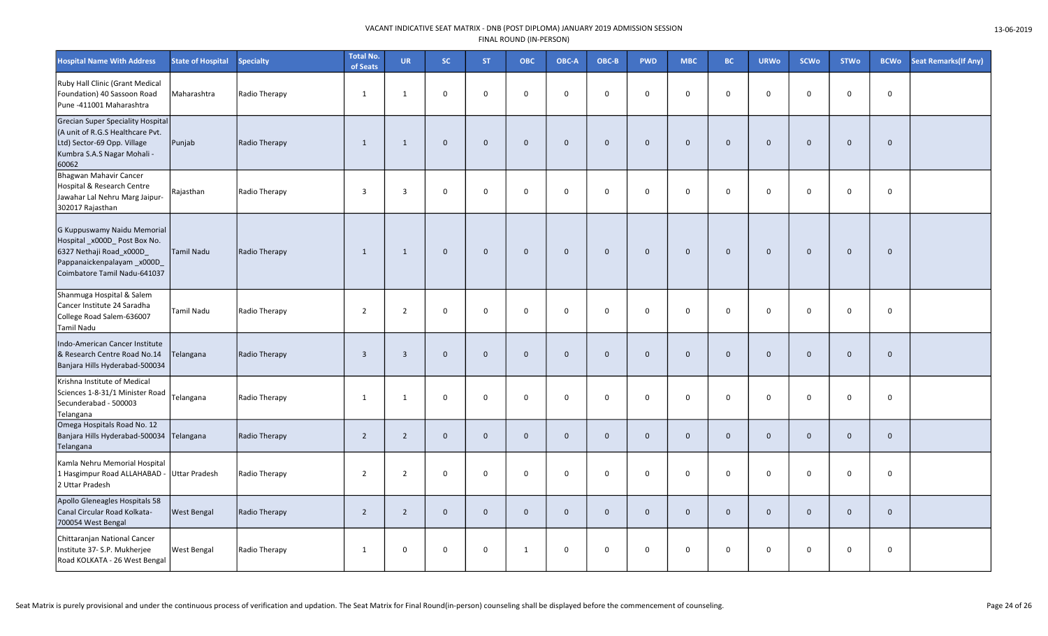VACANT INDICATIVE SEAT MATRIX - DNB (POST DIPLOMA) JANUARY 2019 ADMISSION SESSION
FINAL ROUND (IN-PERSON)

13-06-2019

| Hospital Name With Address | State of Hospital | Specialty | Total No. of Seats | UR | SC | ST | OBC | OBC-A | OBC-B | PWD | MBC | BC | URWo | SCWo | STWo | BCWo | Seat Remarks(If Any) |
|---|---|---|---|---|---|---|---|---|---|---|---|---|---|---|---|---|---|
| Ruby Hall Clinic (Grant Medical Foundation) 40 Sassoon Road Pune -411001 Maharashtra | Maharashtra | Radio Therapy | 1 | 1 | 0 | 0 | 0 | 0 | 0 | 0 | 0 | 0 | 0 | 0 | 0 | 0 | |
| Grecian Super Speciality Hospital (A unit of R.G.S Healthcare Pvt. Ltd) Sector-69 Opp. Village Kumbra S.A.S Nagar Mohali - 60062 | Punjab | Radio Therapy | 1 | 1 | 0 | 0 | 0 | 0 | 0 | 0 | 0 | 0 | 0 | 0 | 0 | 0 | |
| Bhagwan Mahavir Cancer Hospital & Research Centre Jawahar Lal Nehru Marg Jaipur-302017 Rajasthan | Rajasthan | Radio Therapy | 3 | 3 | 0 | 0 | 0 | 0 | 0 | 0 | 0 | 0 | 0 | 0 | 0 | 0 | |
| G Kuppuswamy Naidu Memorial Hospital _x000D_ Post Box No. 6327 Nethaji Road_x000D_ Pappanaickenpalayam _x000D_ Coimbatore Tamil Nadu-641037 | Tamil Nadu | Radio Therapy | 1 | 1 | 0 | 0 | 0 | 0 | 0 | 0 | 0 | 0 | 0 | 0 | 0 | 0 | |
| Shanmuga Hospital & Salem Cancer Institute 24 Saradha College Road Salem-636007 Tamil Nadu | Tamil Nadu | Radio Therapy | 2 | 2 | 0 | 0 | 0 | 0 | 0 | 0 | 0 | 0 | 0 | 0 | 0 | 0 | |
| Indo-American Cancer Institute & Research Centre Road No.14 Banjara Hills Hyderabad-500034 | Telangana | Radio Therapy | 3 | 3 | 0 | 0 | 0 | 0 | 0 | 0 | 0 | 0 | 0 | 0 | 0 | 0 | |
| Krishna Institute of Medical Sciences 1-8-31/1 Minister Road Secunderabad - 500003 Telangana | Telangana | Radio Therapy | 1 | 1 | 0 | 0 | 0 | 0 | 0 | 0 | 0 | 0 | 0 | 0 | 0 | 0 | |
| Omega Hospitals Road No. 12 Banjara Hills Hyderabad-500034 Telangana | Telangana | Radio Therapy | 2 | 2 | 0 | 0 | 0 | 0 | 0 | 0 | 0 | 0 | 0 | 0 | 0 | 0 | |
| Kamla Nehru Memorial Hospital 1 Hasgimpur Road ALLAHABAD - 2 Uttar Pradesh | Uttar Pradesh | Radio Therapy | 2 | 2 | 0 | 0 | 0 | 0 | 0 | 0 | 0 | 0 | 0 | 0 | 0 | 0 | |
| Apollo Gleneagles Hospitals 58 Canal Circular Road Kolkata-700054 West Bengal | West Bengal | Radio Therapy | 2 | 2 | 0 | 0 | 0 | 0 | 0 | 0 | 0 | 0 | 0 | 0 | 0 | 0 | |
| Chittaranjan National Cancer Institute 37- S.P. Mukherjee Road KOLKATA - 26 West Bengal | West Bengal | Radio Therapy | 1 | 0 | 0 | 0 | 1 | 0 | 0 | 0 | 0 | 0 | 0 | 0 | 0 | 0 | |

Seat Matrix is purely provisional and under the continuous process of verification and updation. The Seat Matrix for Final Round(in-person) counseling shall be displayed before the commencement of counseling.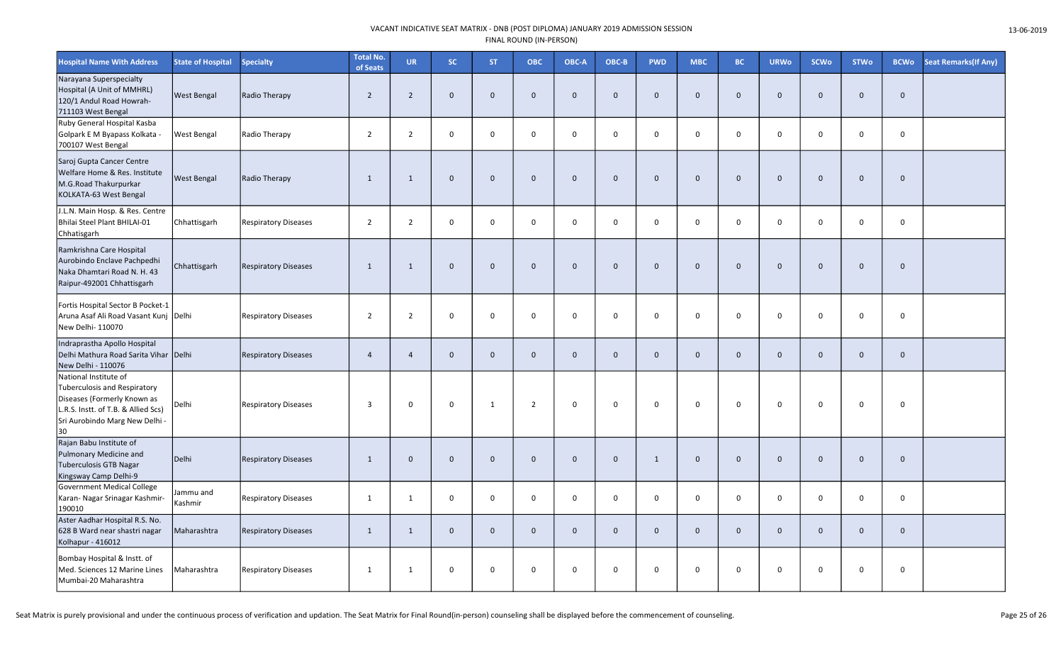VACANT INDICATIVE SEAT MATRIX - DNB (POST DIPLOMA) JANUARY 2019 ADMISSION SESSION
FINAL ROUND (IN-PERSON)

| Hospital Name With Address | State of Hospital | Specialty | Total No. of Seats | UR | SC | ST | OBC | OBC-A | OBC-B | PWD | MBC | BC | URWo | SCWo | STWo | BCWo | Seat Remarks(If Any) |
|---|---|---|---|---|---|---|---|---|---|---|---|---|---|---|---|---|---|
| Narayana Superspecialty Hospital (A Unit of MMHRL) 120/1 Andul Road Howrah-711103 West Bengal | West Bengal | Radio Therapy | 2 | 2 | 0 | 0 | 0 | 0 | 0 | 0 | 0 | 0 | 0 | 0 | 0 | 0 | |
| Ruby General Hospital Kasba Golpark E M Byapass Kolkata - 700107 West Bengal | West Bengal | Radio Therapy | 2 | 2 | 0 | 0 | 0 | 0 | 0 | 0 | 0 | 0 | 0 | 0 | 0 | 0 | |
| Saroj Gupta Cancer Centre Welfare Home & Res. Institute M.G.Road Thakurpurkar KOLKATA-63 West Bengal | West Bengal | Radio Therapy | 1 | 1 | 0 | 0 | 0 | 0 | 0 | 0 | 0 | 0 | 0 | 0 | 0 | 0 | |
| J.L.N. Main Hosp. & Res. Centre Bhilai Steel Plant BHILAI-01 Chhatisgarh | Chhattisgarh | Respiratory Diseases | 2 | 2 | 0 | 0 | 0 | 0 | 0 | 0 | 0 | 0 | 0 | 0 | 0 | 0 | |
| Ramkrishna Care Hospital Aurobindo Enclave Pachpedhi Naka Dhamtari Road N. H. 43 Raipur-492001 Chhattisgarh | Chhattisgarh | Respiratory Diseases | 1 | 1 | 0 | 0 | 0 | 0 | 0 | 0 | 0 | 0 | 0 | 0 | 0 | 0 | |
| Fortis Hospital Sector B Pocket-1 Aruna Asaf Ali Road Vasant Kunj New Delhi- 110070 | Delhi | Respiratory Diseases | 2 | 2 | 0 | 0 | 0 | 0 | 0 | 0 | 0 | 0 | 0 | 0 | 0 | 0 | |
| Indraprastha Apollo Hospital Delhi Mathura Road Sarita Vihar New Delhi - 110076 | Delhi | Respiratory Diseases | 4 | 4 | 0 | 0 | 0 | 0 | 0 | 0 | 0 | 0 | 0 | 0 | 0 | 0 | |
| National Institute of Tuberculosis and Respiratory Diseases (Formerly Known as L.R.S. Instt. of T.B. & Allied Scs) Sri Aurobindo Marg New Delhi - 30 | Delhi | Respiratory Diseases | 3 | 0 | 0 | 1 | 2 | 0 | 0 | 0 | 0 | 0 | 0 | 0 | 0 | 0 | |
| Rajan Babu Institute of Pulmonary Medicine and Tuberculosis GTB Nagar Kingsway Camp Delhi-9 | Delhi | Respiratory Diseases | 1 | 0 | 0 | 0 | 0 | 0 | 0 | 1 | 0 | 0 | 0 | 0 | 0 | 0 | |
| Government Medical College Karan- Nagar Srinagar Kashmir-190010 | Jammu and Kashmir | Respiratory Diseases | 1 | 1 | 0 | 0 | 0 | 0 | 0 | 0 | 0 | 0 | 0 | 0 | 0 | 0 | |
| Aster Aadhar Hospital R.S. No. 628 B Ward near shastri nagar Kolhapur - 416012 | Maharashtra | Respiratory Diseases | 1 | 1 | 0 | 0 | 0 | 0 | 0 | 0 | 0 | 0 | 0 | 0 | 0 | 0 | |
| Bombay Hospital & Instt. of Med. Sciences 12 Marine Lines Mumbai-20 Maharashtra | Maharashtra | Respiratory Diseases | 1 | 1 | 0 | 0 | 0 | 0 | 0 | 0 | 0 | 0 | 0 | 0 | 0 | 0 | |

Seat Matrix is purely provisional and under the continuous process of verification and updation. The Seat Matrix for Final Round(in-person) counseling shall be displayed before the commencement of counseling.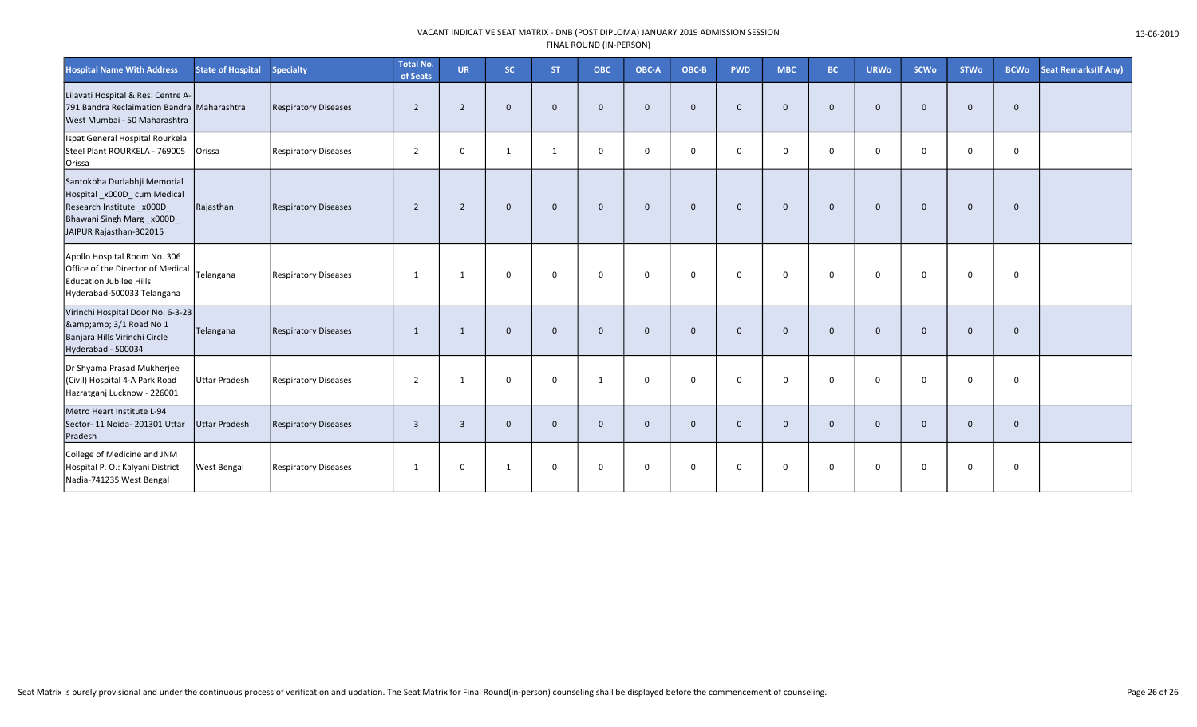VACANT INDICATIVE SEAT MATRIX - DNB (POST DIPLOMA) JANUARY 2019 ADMISSION SESSION
FINAL ROUND (IN-PERSON)

13-06-2019

| Hospital Name With Address | State of Hospital | Specialty | Total No. of Seats | UR | SC | ST | OBC | OBC-A | OBC-B | PWD | MBC | BC | URWo | SCWo | STWo | BCWo | Seat Remarks(If Any) |
|---|---|---|---|---|---|---|---|---|---|---|---|---|---|---|---|---|---|
| Lilavati Hospital & Res. Centre A-791 Bandra Reclaimation Bandra West Mumbai - 50 Maharashtra | Maharashtra | Respiratory Diseases | 2 | 2 | 0 | 0 | 0 | 0 | 0 | 0 | 0 | 0 | 0 | 0 | 0 | 0 | |
| Ispat General Hospital Rourkela Steel Plant ROURKELA - 769005 Orissa | Orissa | Respiratory Diseases | 2 | 0 | 1 | 1 | 0 | 0 | 0 | 0 | 0 | 0 | 0 | 0 | 0 | 0 | |
| Santokbha Durlabhji Memorial Hospital _x000D_ cum Medical Research Institute _x000D_ Bhawani Singh Marg _x000D_ JAIPUR Rajasthan-302015 | Rajasthan | Respiratory Diseases | 2 | 2 | 0 | 0 | 0 | 0 | 0 | 0 | 0 | 0 | 0 | 0 | 0 | 0 | |
| Apollo Hospital Room No. 306 Office of the Director of Medical Education Jubilee Hills Hyderabad-500033 Telangana | Telangana | Respiratory Diseases | 1 | 1 | 0 | 0 | 0 | 0 | 0 | 0 | 0 | 0 | 0 | 0 | 0 | 0 | |
| Virinchi Hospital Door No. 6-3-23 &amp;amp; 3/1 Road No 1 Banjara Hills Virinchi Circle Hyderabad - 500034 | Telangana | Respiratory Diseases | 1 | 1 | 0 | 0 | 0 | 0 | 0 | 0 | 0 | 0 | 0 | 0 | 0 | 0 | |
| Dr Shyama Prasad Mukherjee (Civil) Hospital 4-A Park Road Hazratganj Lucknow - 226001 | Uttar Pradesh | Respiratory Diseases | 2 | 1 | 0 | 0 | 1 | 0 | 0 | 0 | 0 | 0 | 0 | 0 | 0 | 0 | |
| Metro Heart Institute L-94 Sector- 11 Noida- 201301 Uttar Pradesh | Uttar Pradesh | Respiratory Diseases | 3 | 3 | 0 | 0 | 0 | 0 | 0 | 0 | 0 | 0 | 0 | 0 | 0 | 0 | |
| College of Medicine and JNM Hospital P. O.: Kalyani District Nadia-741235 West Bengal | West Bengal | Respiratory Diseases | 1 | 0 | 1 | 0 | 0 | 0 | 0 | 0 | 0 | 0 | 0 | 0 | 0 | 0 | |

Seat Matrix is purely provisional and under the continuous process of verification and updation. The Seat Matrix for Final Round(in-person) counseling shall be displayed before the commencement of counseling.